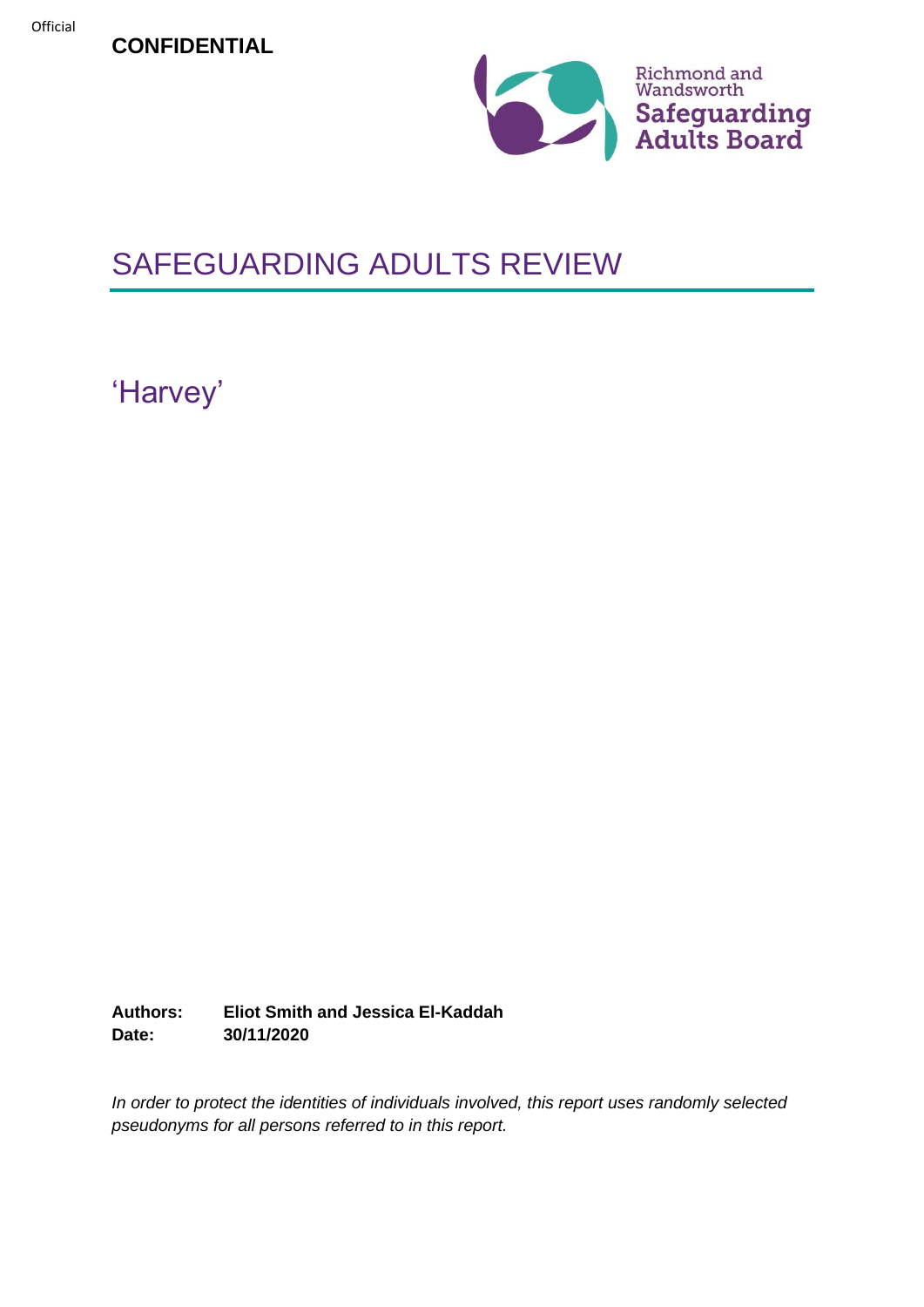Official

**CONFIDENTIAL**

Richmond and Wandsworth
Safeguarding Adults Board

# SAFEGUARDING ADULTS REVIEW

## 'Harvey'

**Authors:** **Eliot Smith and Jessica El-Kaddah**
**Date:** **30/11/2020**

*In order to protect the identities of individuals involved, this report uses randomly selected pseudonyms for all persons referred to in this report.*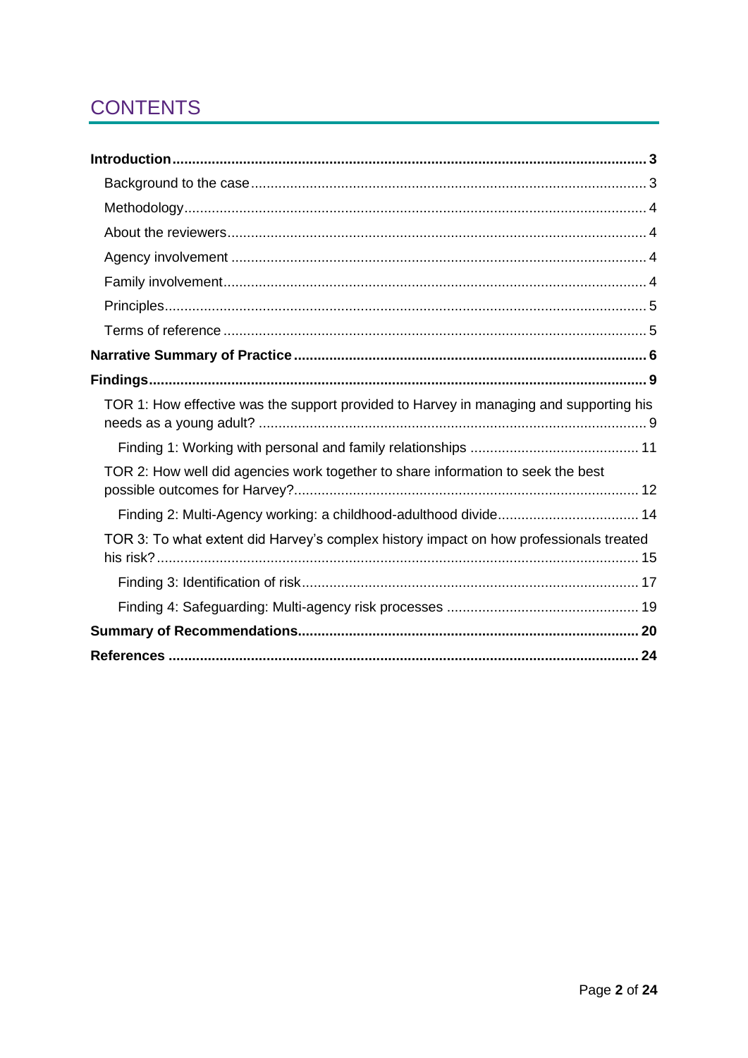# CONTENTS

**Introduction** .......... 3

- Background to the case .......... 3
- Methodology .......... 4
- About the reviewers .......... 4
- Agency involvement .......... 4
- Family involvement .......... 4
- Principles .......... 5
- Terms of reference .......... 5

**Narrative Summary of Practice** .......... 6

**Findings** .......... 9

- TOR 1: How effective was the support provided to Harvey in managing and supporting his needs as a young adult? .......... 9
  - Finding 1: Working with personal and family relationships .......... 11
- TOR 2: How well did agencies work together to share information to seek the best possible outcomes for Harvey? .......... 12
  - Finding 2: Multi-Agency working: a childhood-adulthood divide .......... 14
- TOR 3: To what extent did Harvey's complex history impact on how professionals treated his risk? .......... 15
  - Finding 3: Identification of risk .......... 17
  - Finding 4: Safeguarding: Multi-agency risk processes .......... 19

**Summary of Recommendations** .......... 20

**References** .......... 24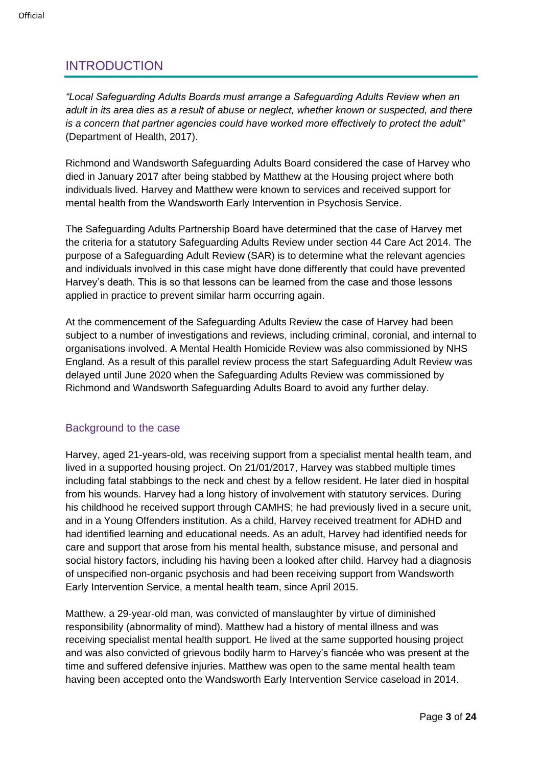## INTRODUCTION

*"Local Safeguarding Adults Boards must arrange a Safeguarding Adults Review when an adult in its area dies as a result of abuse or neglect, whether known or suspected, and there is a concern that partner agencies could have worked more effectively to protect the adult"* (Department of Health, 2017).

Richmond and Wandsworth Safeguarding Adults Board considered the case of Harvey who died in January 2017 after being stabbed by Matthew at the Housing project where both individuals lived. Harvey and Matthew were known to services and received support for mental health from the Wandsworth Early Intervention in Psychosis Service.

The Safeguarding Adults Partnership Board have determined that the case of Harvey met the criteria for a statutory Safeguarding Adults Review under section 44 Care Act 2014. The purpose of a Safeguarding Adult Review (SAR) is to determine what the relevant agencies and individuals involved in this case might have done differently that could have prevented Harvey's death. This is so that lessons can be learned from the case and those lessons applied in practice to prevent similar harm occurring again.

At the commencement of the Safeguarding Adults Review the case of Harvey had been subject to a number of investigations and reviews, including criminal, coronial, and internal to organisations involved. A Mental Health Homicide Review was also commissioned by NHS England. As a result of this parallel review process the start Safeguarding Adult Review was delayed until June 2020 when the Safeguarding Adults Review was commissioned by Richmond and Wandsworth Safeguarding Adults Board to avoid any further delay.

### Background to the case

Harvey, aged 21-years-old, was receiving support from a specialist mental health team, and lived in a supported housing project. On 21/01/2017, Harvey was stabbed multiple times including fatal stabbings to the neck and chest by a fellow resident. He later died in hospital from his wounds. Harvey had a long history of involvement with statutory services. During his childhood he received support through CAMHS; he had previously lived in a secure unit, and in a Young Offenders institution. As a child, Harvey received treatment for ADHD and had identified learning and educational needs. As an adult, Harvey had identified needs for care and support that arose from his mental health, substance misuse, and personal and social history factors, including his having been a looked after child. Harvey had a diagnosis of unspecified non-organic psychosis and had been receiving support from Wandsworth Early Intervention Service, a mental health team, since April 2015.

Matthew, a 29-year-old man, was convicted of manslaughter by virtue of diminished responsibility (abnormality of mind). Matthew had a history of mental illness and was receiving specialist mental health support. He lived at the same supported housing project and was also convicted of grievous bodily harm to Harvey's fiancée who was present at the time and suffered defensive injuries. Matthew was open to the same mental health team having been accepted onto the Wandsworth Early Intervention Service caseload in 2014.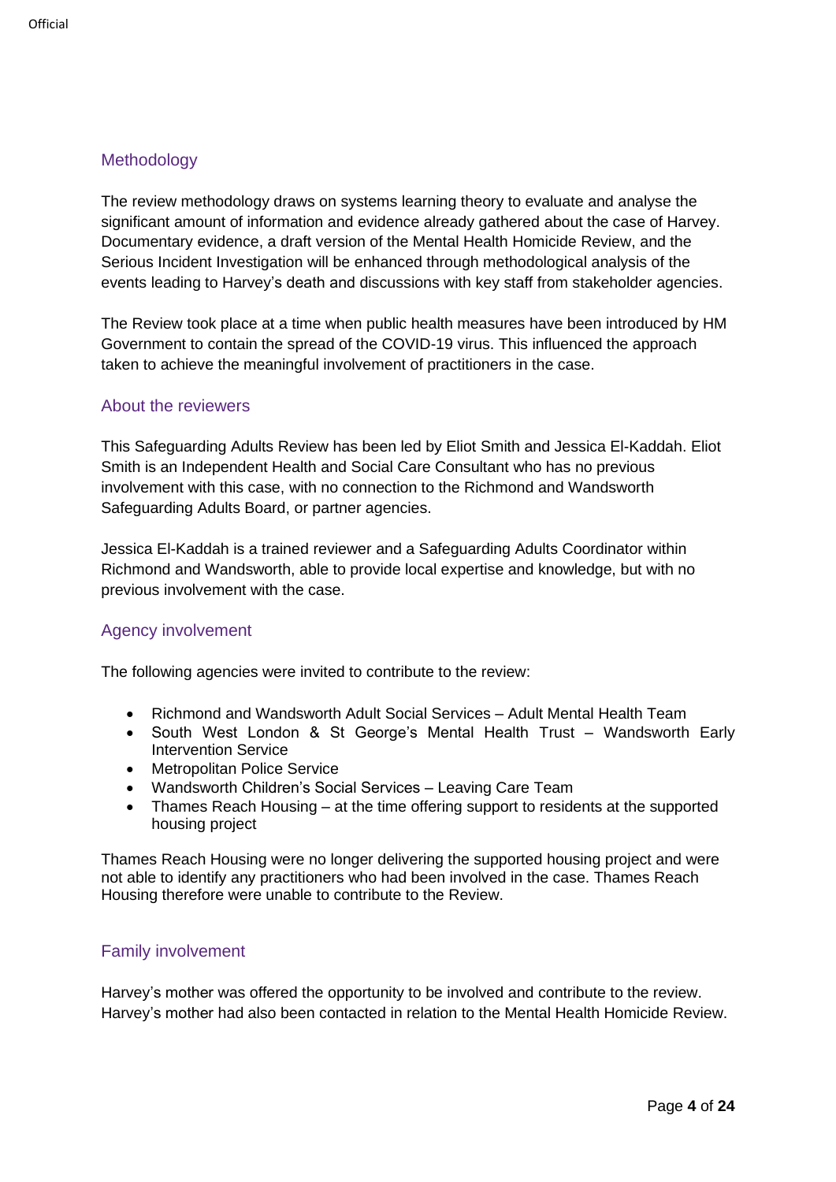## Methodology

The review methodology draws on systems learning theory to evaluate and analyse the significant amount of information and evidence already gathered about the case of Harvey. Documentary evidence, a draft version of the Mental Health Homicide Review, and the Serious Incident Investigation will be enhanced through methodological analysis of the events leading to Harvey's death and discussions with key staff from stakeholder agencies.

The Review took place at a time when public health measures have been introduced by HM Government to contain the spread of the COVID-19 virus. This influenced the approach taken to achieve the meaningful involvement of practitioners in the case.

## About the reviewers

This Safeguarding Adults Review has been led by Eliot Smith and Jessica El-Kaddah. Eliot Smith is an Independent Health and Social Care Consultant who has no previous involvement with this case, with no connection to the Richmond and Wandsworth Safeguarding Adults Board, or partner agencies.

Jessica El-Kaddah is a trained reviewer and a Safeguarding Adults Coordinator within Richmond and Wandsworth, able to provide local expertise and knowledge, but with no previous involvement with the case.

## Agency involvement

The following agencies were invited to contribute to the review:

- Richmond and Wandsworth Adult Social Services – Adult Mental Health Team
- South West London & St George's Mental Health Trust – Wandsworth Early Intervention Service
- Metropolitan Police Service
- Wandsworth Children's Social Services – Leaving Care Team
- Thames Reach Housing – at the time offering support to residents at the supported housing project

Thames Reach Housing were no longer delivering the supported housing project and were not able to identify any practitioners who had been involved in the case. Thames Reach Housing therefore were unable to contribute to the Review.

## Family involvement

Harvey's mother was offered the opportunity to be involved and contribute to the review. Harvey's mother had also been contacted in relation to the Mental Health Homicide Review.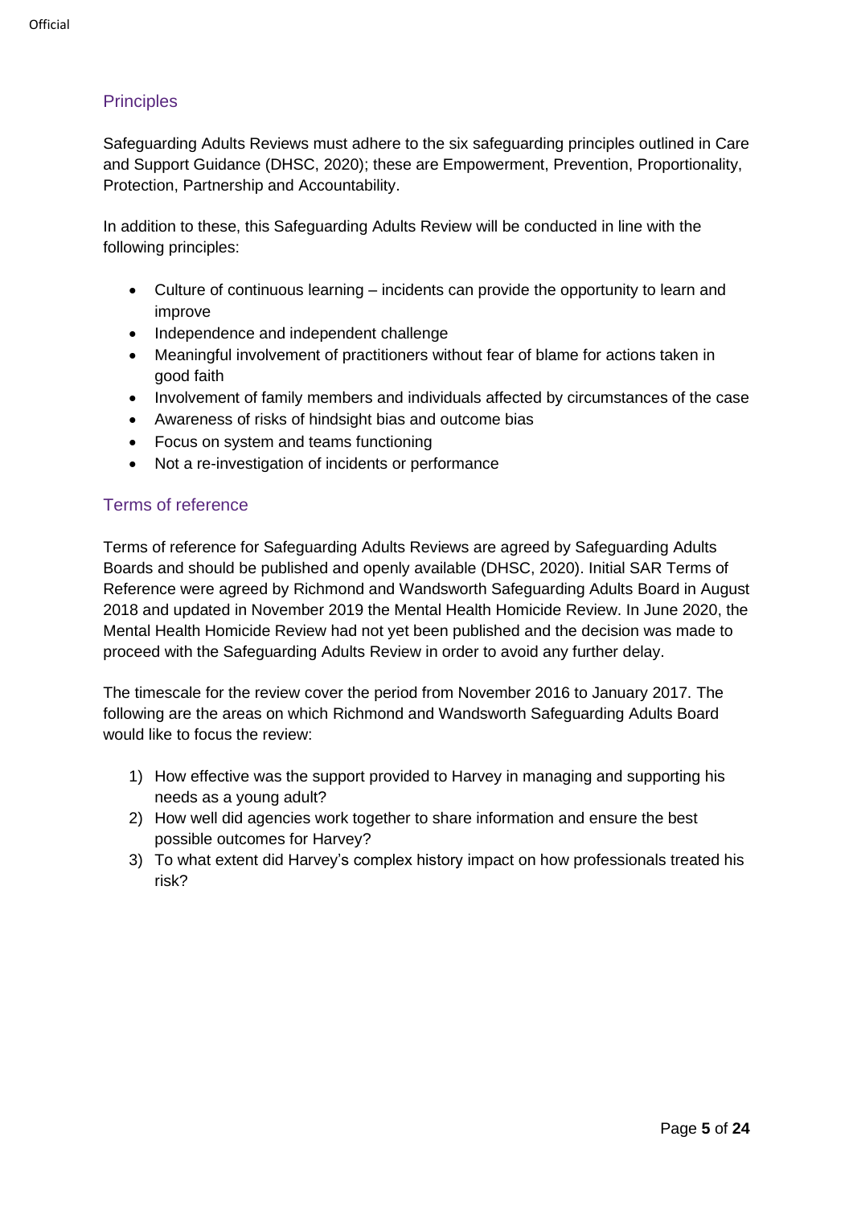## Principles

Safeguarding Adults Reviews must adhere to the six safeguarding principles outlined in Care and Support Guidance (DHSC, 2020); these are Empowerment, Prevention, Proportionality, Protection, Partnership and Accountability.

In addition to these, this Safeguarding Adults Review will be conducted in line with the following principles:

- Culture of continuous learning – incidents can provide the opportunity to learn and improve
- Independence and independent challenge
- Meaningful involvement of practitioners without fear of blame for actions taken in good faith
- Involvement of family members and individuals affected by circumstances of the case
- Awareness of risks of hindsight bias and outcome bias
- Focus on system and teams functioning
- Not a re-investigation of incidents or performance

## Terms of reference

Terms of reference for Safeguarding Adults Reviews are agreed by Safeguarding Adults Boards and should be published and openly available (DHSC, 2020). Initial SAR Terms of Reference were agreed by Richmond and Wandsworth Safeguarding Adults Board in August 2018 and updated in November 2019 the Mental Health Homicide Review. In June 2020, the Mental Health Homicide Review had not yet been published and the decision was made to proceed with the Safeguarding Adults Review in order to avoid any further delay.

The timescale for the review cover the period from November 2016 to January 2017. The following are the areas on which Richmond and Wandsworth Safeguarding Adults Board would like to focus the review:

1) How effective was the support provided to Harvey in managing and supporting his needs as a young adult?
2) How well did agencies work together to share information and ensure the best possible outcomes for Harvey?
3) To what extent did Harvey's complex history impact on how professionals treated his risk?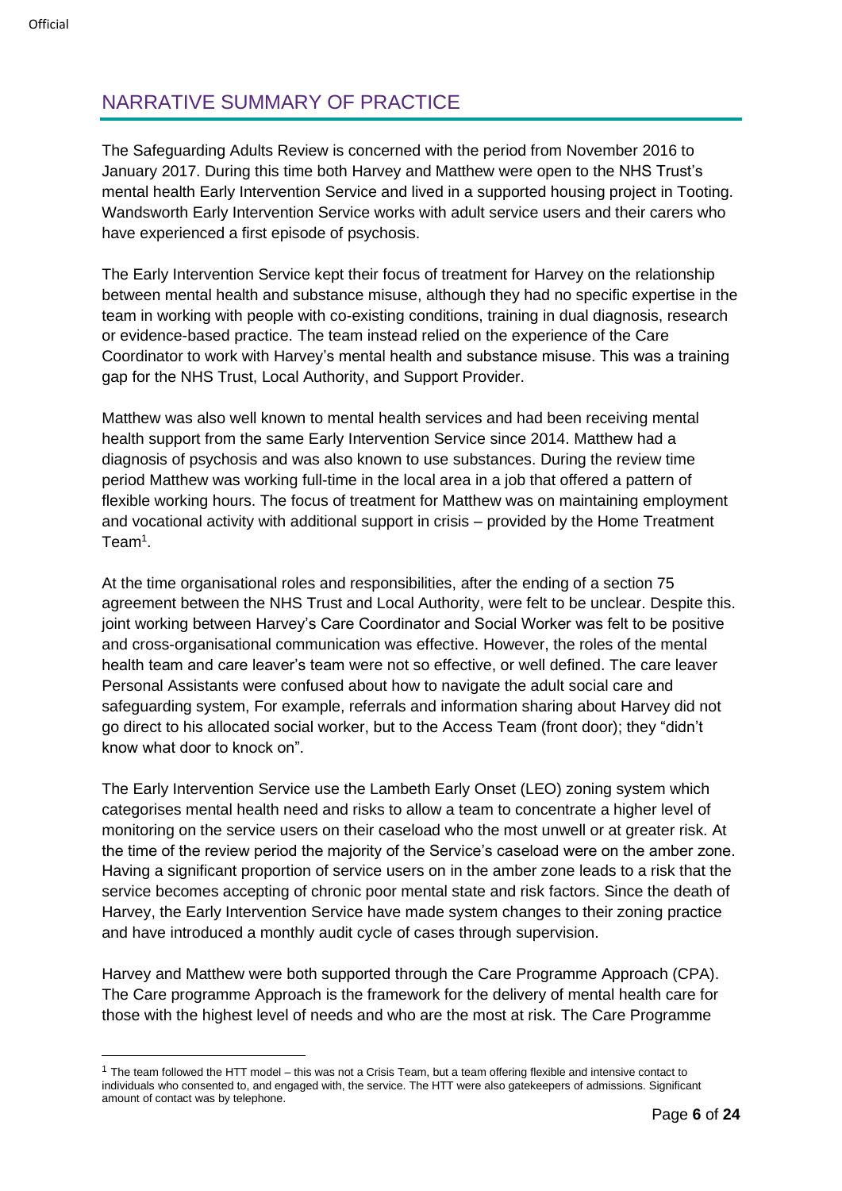## NARRATIVE SUMMARY OF PRACTICE

The Safeguarding Adults Review is concerned with the period from November 2016 to January 2017. During this time both Harvey and Matthew were open to the NHS Trust's mental health Early Intervention Service and lived in a supported housing project in Tooting. Wandsworth Early Intervention Service works with adult service users and their carers who have experienced a first episode of psychosis.

The Early Intervention Service kept their focus of treatment for Harvey on the relationship between mental health and substance misuse, although they had no specific expertise in the team in working with people with co-existing conditions, training in dual diagnosis, research or evidence-based practice. The team instead relied on the experience of the Care Coordinator to work with Harvey's mental health and substance misuse. This was a training gap for the NHS Trust, Local Authority, and Support Provider.

Matthew was also well known to mental health services and had been receiving mental health support from the same Early Intervention Service since 2014. Matthew had a diagnosis of psychosis and was also known to use substances. During the review time period Matthew was working full-time in the local area in a job that offered a pattern of flexible working hours. The focus of treatment for Matthew was on maintaining employment and vocational activity with additional support in crisis – provided by the Home Treatment Team[1].

At the time organisational roles and responsibilities, after the ending of a section 75 agreement between the NHS Trust and Local Authority, were felt to be unclear. Despite this. joint working between Harvey's Care Coordinator and Social Worker was felt to be positive and cross-organisational communication was effective. However, the roles of the mental health team and care leaver's team were not so effective, or well defined. The care leaver Personal Assistants were confused about how to navigate the adult social care and safeguarding system, For example, referrals and information sharing about Harvey did not go direct to his allocated social worker, but to the Access Team (front door); they "didn't know what door to knock on".

The Early Intervention Service use the Lambeth Early Onset (LEO) zoning system which categorises mental health need and risks to allow a team to concentrate a higher level of monitoring on the service users on their caseload who the most unwell or at greater risk. At the time of the review period the majority of the Service's caseload were on the amber zone. Having a significant proportion of service users on in the amber zone leads to a risk that the service becomes accepting of chronic poor mental state and risk factors. Since the death of Harvey, the Early Intervention Service have made system changes to their zoning practice and have introduced a monthly audit cycle of cases through supervision.

Harvey and Matthew were both supported through the Care Programme Approach (CPA). The Care programme Approach is the framework for the delivery of mental health care for those with the highest level of needs and who are the most at risk. The Care Programme

[1] The team followed the HTT model – this was not a Crisis Team, but a team offering flexible and intensive contact to individuals who consented to, and engaged with, the service. The HTT were also gatekeepers of admissions. Significant amount of contact was by telephone.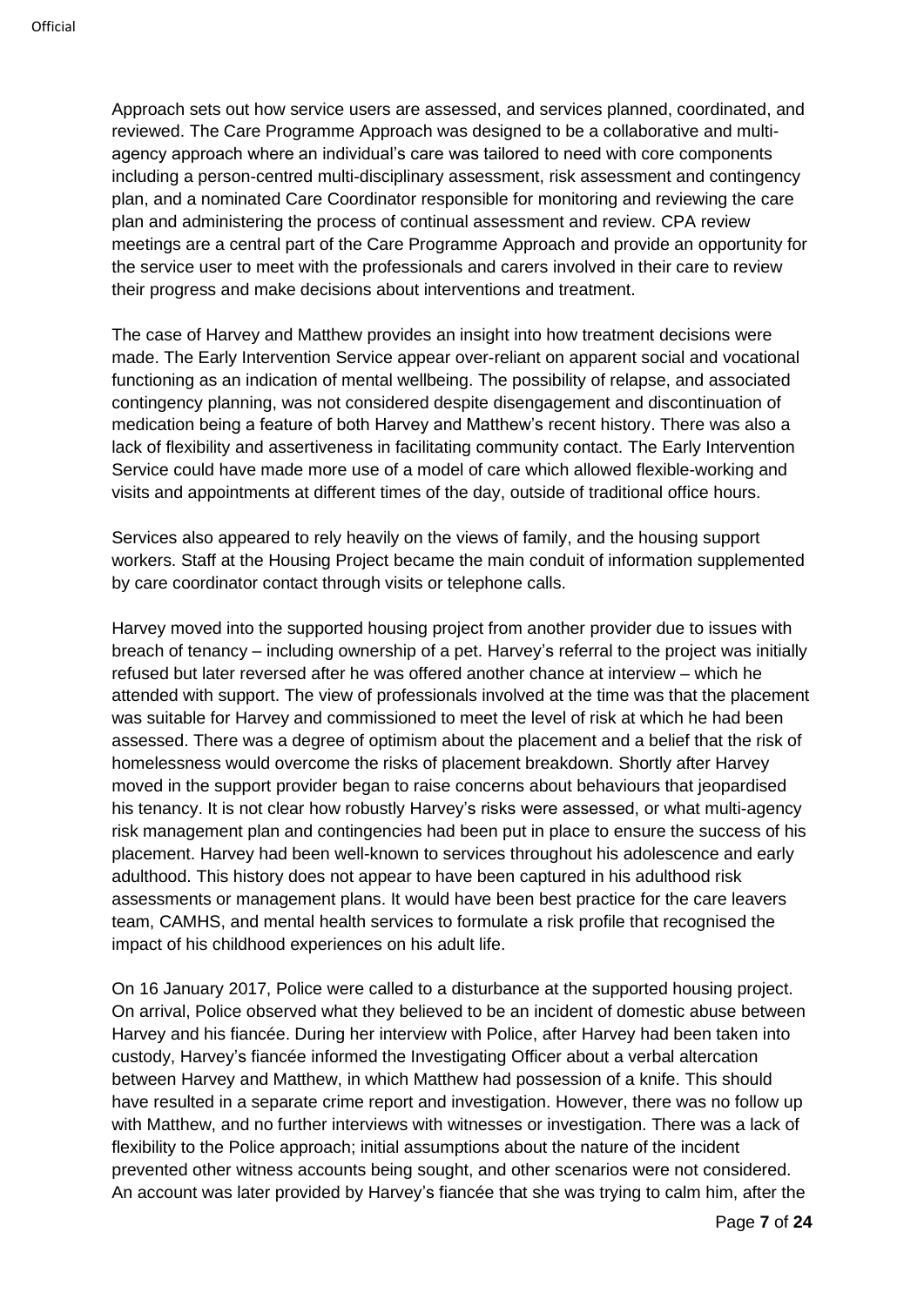Approach sets out how service users are assessed, and services planned, coordinated, and reviewed. The Care Programme Approach was designed to be a collaborative and multi-agency approach where an individual's care was tailored to need with core components including a person-centred multi-disciplinary assessment, risk assessment and contingency plan, and a nominated Care Coordinator responsible for monitoring and reviewing the care plan and administering the process of continual assessment and review. CPA review meetings are a central part of the Care Programme Approach and provide an opportunity for the service user to meet with the professionals and carers involved in their care to review their progress and make decisions about interventions and treatment.

The case of Harvey and Matthew provides an insight into how treatment decisions were made. The Early Intervention Service appear over-reliant on apparent social and vocational functioning as an indication of mental wellbeing. The possibility of relapse, and associated contingency planning, was not considered despite disengagement and discontinuation of medication being a feature of both Harvey and Matthew's recent history. There was also a lack of flexibility and assertiveness in facilitating community contact. The Early Intervention Service could have made more use of a model of care which allowed flexible-working and visits and appointments at different times of the day, outside of traditional office hours.

Services also appeared to rely heavily on the views of family, and the housing support workers. Staff at the Housing Project became the main conduit of information supplemented by care coordinator contact through visits or telephone calls.

Harvey moved into the supported housing project from another provider due to issues with breach of tenancy – including ownership of a pet. Harvey's referral to the project was initially refused but later reversed after he was offered another chance at interview – which he attended with support. The view of professionals involved at the time was that the placement was suitable for Harvey and commissioned to meet the level of risk at which he had been assessed. There was a degree of optimism about the placement and a belief that the risk of homelessness would overcome the risks of placement breakdown. Shortly after Harvey moved in the support provider began to raise concerns about behaviours that jeopardised his tenancy. It is not clear how robustly Harvey's risks were assessed, or what multi-agency risk management plan and contingencies had been put in place to ensure the success of his placement. Harvey had been well-known to services throughout his adolescence and early adulthood. This history does not appear to have been captured in his adulthood risk assessments or management plans. It would have been best practice for the care leavers team, CAMHS, and mental health services to formulate a risk profile that recognised the impact of his childhood experiences on his adult life.

On 16 January 2017, Police were called to a disturbance at the supported housing project. On arrival, Police observed what they believed to be an incident of domestic abuse between Harvey and his fiancée. During her interview with Police, after Harvey had been taken into custody, Harvey's fiancée informed the Investigating Officer about a verbal altercation between Harvey and Matthew, in which Matthew had possession of a knife. This should have resulted in a separate crime report and investigation. However, there was no follow up with Matthew, and no further interviews with witnesses or investigation. There was a lack of flexibility to the Police approach; initial assumptions about the nature of the incident prevented other witness accounts being sought, and other scenarios were not considered. An account was later provided by Harvey's fiancée that she was trying to calm him, after the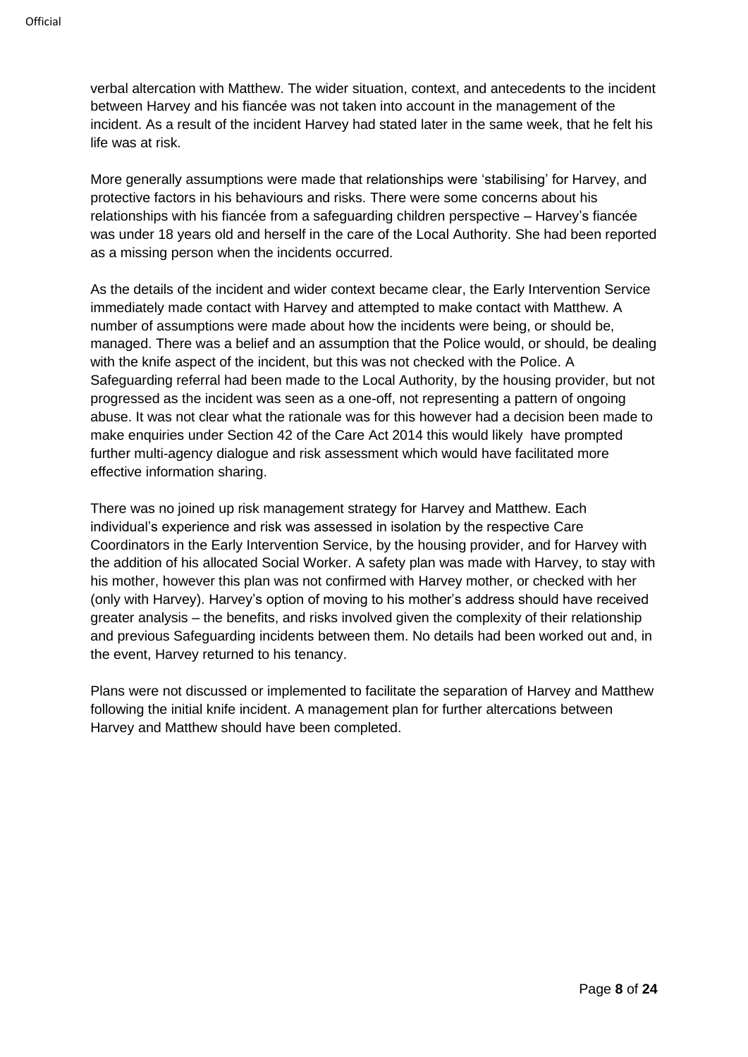verbal altercation with Matthew. The wider situation, context, and antecedents to the incident between Harvey and his fiancée was not taken into account in the management of the incident. As a result of the incident Harvey had stated later in the same week, that he felt his life was at risk.

More generally assumptions were made that relationships were 'stabilising' for Harvey, and protective factors in his behaviours and risks. There were some concerns about his relationships with his fiancée from a safeguarding children perspective – Harvey's fiancée was under 18 years old and herself in the care of the Local Authority. She had been reported as a missing person when the incidents occurred.

As the details of the incident and wider context became clear, the Early Intervention Service immediately made contact with Harvey and attempted to make contact with Matthew. A number of assumptions were made about how the incidents were being, or should be, managed. There was a belief and an assumption that the Police would, or should, be dealing with the knife aspect of the incident, but this was not checked with the Police. A Safeguarding referral had been made to the Local Authority, by the housing provider, but not progressed as the incident was seen as a one-off, not representing a pattern of ongoing abuse. It was not clear what the rationale was for this however had a decision been made to make enquiries under Section 42 of the Care Act 2014 this would likely have prompted further multi-agency dialogue and risk assessment which would have facilitated more effective information sharing.

There was no joined up risk management strategy for Harvey and Matthew. Each individual's experience and risk was assessed in isolation by the respective Care Coordinators in the Early Intervention Service, by the housing provider, and for Harvey with the addition of his allocated Social Worker. A safety plan was made with Harvey, to stay with his mother, however this plan was not confirmed with Harvey mother, or checked with her (only with Harvey). Harvey's option of moving to his mother's address should have received greater analysis – the benefits, and risks involved given the complexity of their relationship and previous Safeguarding incidents between them. No details had been worked out and, in the event, Harvey returned to his tenancy.

Plans were not discussed or implemented to facilitate the separation of Harvey and Matthew following the initial knife incident. A management plan for further altercations between Harvey and Matthew should have been completed.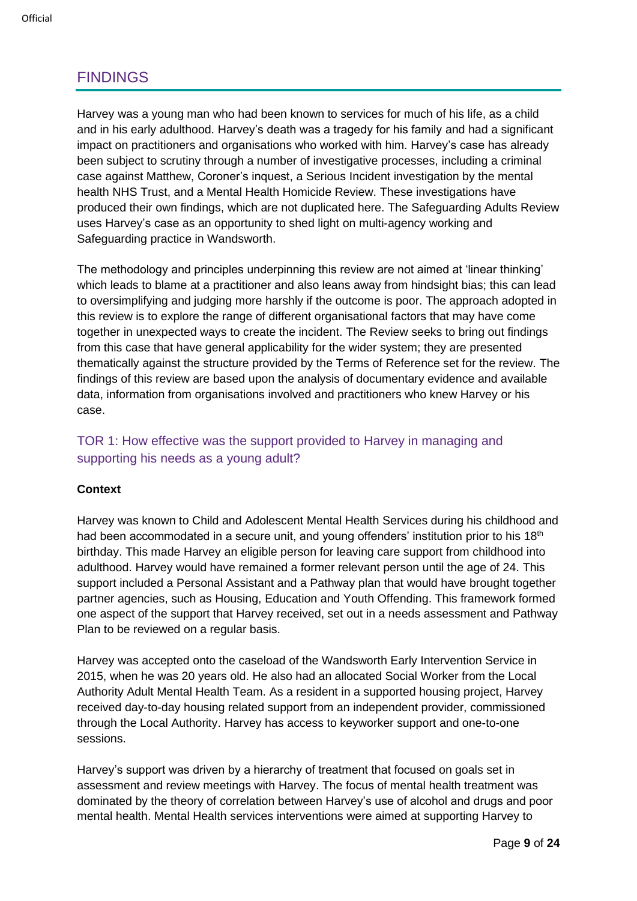## FINDINGS

Harvey was a young man who had been known to services for much of his life, as a child and in his early adulthood. Harvey's death was a tragedy for his family and had a significant impact on practitioners and organisations who worked with him. Harvey's case has already been subject to scrutiny through a number of investigative processes, including a criminal case against Matthew, Coroner's inquest, a Serious Incident investigation by the mental health NHS Trust, and a Mental Health Homicide Review. These investigations have produced their own findings, which are not duplicated here. The Safeguarding Adults Review uses Harvey's case as an opportunity to shed light on multi-agency working and Safeguarding practice in Wandsworth.

The methodology and principles underpinning this review are not aimed at 'linear thinking' which leads to blame at a practitioner and also leans away from hindsight bias; this can lead to oversimplifying and judging more harshly if the outcome is poor. The approach adopted in this review is to explore the range of different organisational factors that may have come together in unexpected ways to create the incident. The Review seeks to bring out findings from this case that have general applicability for the wider system; they are presented thematically against the structure provided by the Terms of Reference set for the review. The findings of this review are based upon the analysis of documentary evidence and available data, information from organisations involved and practitioners who knew Harvey or his case.

### TOR 1: How effective was the support provided to Harvey in managing and supporting his needs as a young adult?

**Context**

Harvey was known to Child and Adolescent Mental Health Services during his childhood and had been accommodated in a secure unit, and young offenders' institution prior to his 18th birthday. This made Harvey an eligible person for leaving care support from childhood into adulthood. Harvey would have remained a former relevant person until the age of 24. This support included a Personal Assistant and a Pathway plan that would have brought together partner agencies, such as Housing, Education and Youth Offending. This framework formed one aspect of the support that Harvey received, set out in a needs assessment and Pathway Plan to be reviewed on a regular basis.

Harvey was accepted onto the caseload of the Wandsworth Early Intervention Service in 2015, when he was 20 years old. He also had an allocated Social Worker from the Local Authority Adult Mental Health Team. As a resident in a supported housing project, Harvey received day-to-day housing related support from an independent provider, commissioned through the Local Authority. Harvey has access to keyworker support and one-to-one sessions.

Harvey's support was driven by a hierarchy of treatment that focused on goals set in assessment and review meetings with Harvey. The focus of mental health treatment was dominated by the theory of correlation between Harvey's use of alcohol and drugs and poor mental health. Mental Health services interventions were aimed at supporting Harvey to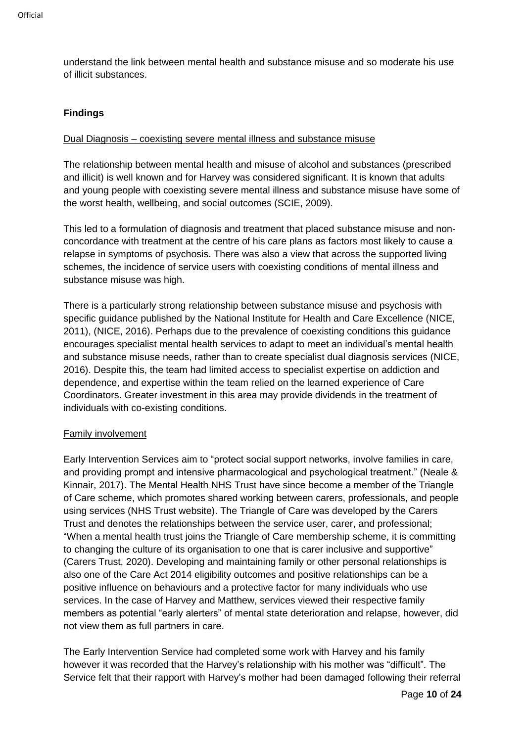understand the link between mental health and substance misuse and so moderate his use of illicit substances.

**Findings**

Dual Diagnosis – coexisting severe mental illness and substance misuse

The relationship between mental health and misuse of alcohol and substances (prescribed and illicit) is well known and for Harvey was considered significant. It is known that adults and young people with coexisting severe mental illness and substance misuse have some of the worst health, wellbeing, and social outcomes (SCIE, 2009).

This led to a formulation of diagnosis and treatment that placed substance misuse and non-concordance with treatment at the centre of his care plans as factors most likely to cause a relapse in symptoms of psychosis. There was also a view that across the supported living schemes, the incidence of service users with coexisting conditions of mental illness and substance misuse was high.

There is a particularly strong relationship between substance misuse and psychosis with specific guidance published by the National Institute for Health and Care Excellence (NICE, 2011), (NICE, 2016). Perhaps due to the prevalence of coexisting conditions this guidance encourages specialist mental health services to adapt to meet an individual's mental health and substance misuse needs, rather than to create specialist dual diagnosis services (NICE, 2016). Despite this, the team had limited access to specialist expertise on addiction and dependence, and expertise within the team relied on the learned experience of Care Coordinators. Greater investment in this area may provide dividends in the treatment of individuals with co-existing conditions.

Family involvement

Early Intervention Services aim to "protect social support networks, involve families in care, and providing prompt and intensive pharmacological and psychological treatment." (Neale & Kinnair, 2017). The Mental Health NHS Trust have since become a member of the Triangle of Care scheme, which promotes shared working between carers, professionals, and people using services (NHS Trust website). The Triangle of Care was developed by the Carers Trust and denotes the relationships between the service user, carer, and professional; "When a mental health trust joins the Triangle of Care membership scheme, it is committing to changing the culture of its organisation to one that is carer inclusive and supportive" (Carers Trust, 2020). Developing and maintaining family or other personal relationships is also one of the Care Act 2014 eligibility outcomes and positive relationships can be a positive influence on behaviours and a protective factor for many individuals who use services. In the case of Harvey and Matthew, services viewed their respective family members as potential "early alerters" of mental state deterioration and relapse, however, did not view them as full partners in care.

The Early Intervention Service had completed some work with Harvey and his family however it was recorded that the Harvey's relationship with his mother was "difficult". The Service felt that their rapport with Harvey's mother had been damaged following their referral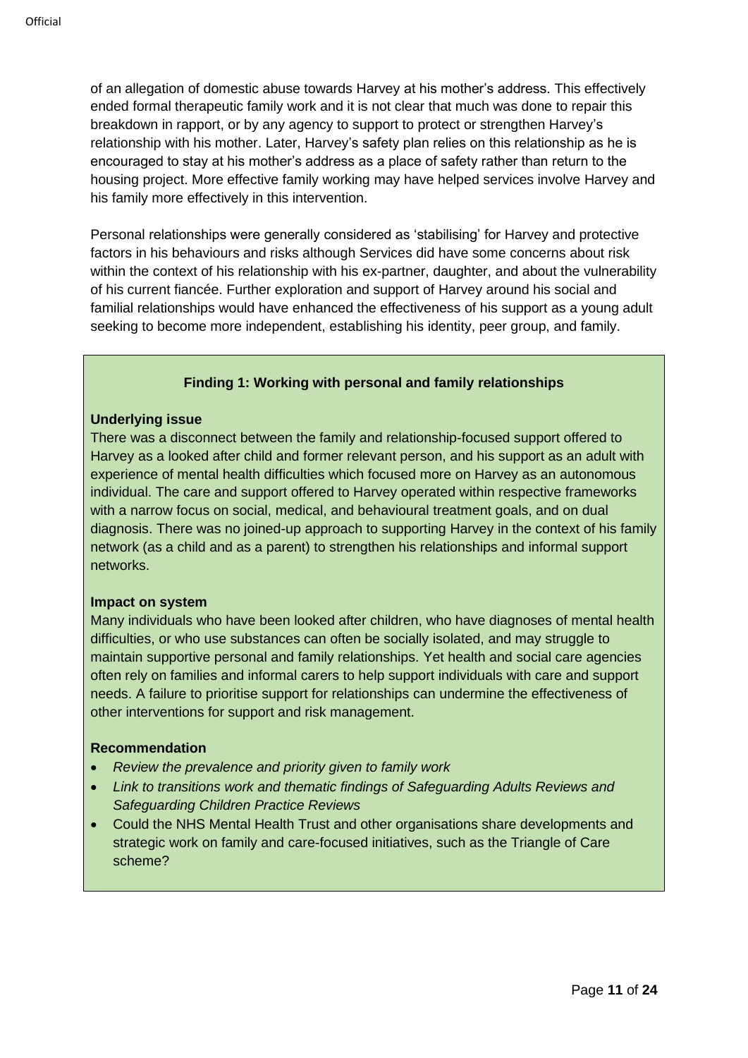of an allegation of domestic abuse towards Harvey at his mother's address. This effectively ended formal therapeutic family work and it is not clear that much was done to repair this breakdown in rapport, or by any agency to support to protect or strengthen Harvey's relationship with his mother. Later, Harvey's safety plan relies on this relationship as he is encouraged to stay at his mother's address as a place of safety rather than return to the housing project. More effective family working may have helped services involve Harvey and his family more effectively in this intervention.

Personal relationships were generally considered as 'stabilising' for Harvey and protective factors in his behaviours and risks although Services did have some concerns about risk within the context of his relationship with his ex-partner, daughter, and about the vulnerability of his current fiancée. Further exploration and support of Harvey around his social and familial relationships would have enhanced the effectiveness of his support as a young adult seeking to become more independent, establishing his identity, peer group, and family.

**Finding 1: Working with personal and family relationships**

**Underlying issue**

There was a disconnect between the family and relationship-focused support offered to Harvey as a looked after child and former relevant person, and his support as an adult with experience of mental health difficulties which focused more on Harvey as an autonomous individual. The care and support offered to Harvey operated within respective frameworks with a narrow focus on social, medical, and behavioural treatment goals, and on dual diagnosis. There was no joined-up approach to supporting Harvey in the context of his family network (as a child and as a parent) to strengthen his relationships and informal support networks.

**Impact on system**

Many individuals who have been looked after children, who have diagnoses of mental health difficulties, or who use substances can often be socially isolated, and may struggle to maintain supportive personal and family relationships. Yet health and social care agencies often rely on families and informal carers to help support individuals with care and support needs. A failure to prioritise support for relationships can undermine the effectiveness of other interventions for support and risk management.

**Recommendation**

- *Review the prevalence and priority given to family work*
- *Link to transitions work and thematic findings of Safeguarding Adults Reviews and Safeguarding Children Practice Reviews*
- Could the NHS Mental Health Trust and other organisations share developments and strategic work on family and care-focused initiatives, such as the Triangle of Care scheme?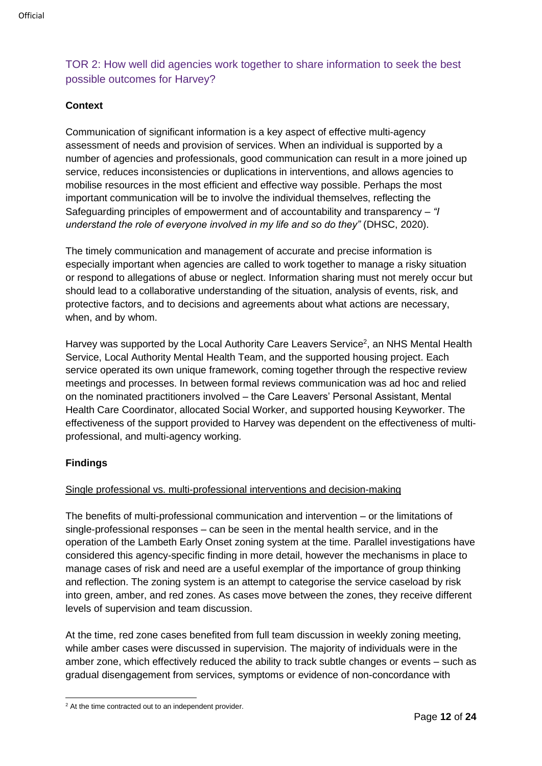## TOR 2: How well did agencies work together to share information to seek the best possible outcomes for Harvey?

**Context**

Communication of significant information is a key aspect of effective multi-agency assessment of needs and provision of services. When an individual is supported by a number of agencies and professionals, good communication can result in a more joined up service, reduces inconsistencies or duplications in interventions, and allows agencies to mobilise resources in the most efficient and effective way possible. Perhaps the most important communication will be to involve the individual themselves, reflecting the Safeguarding principles of empowerment and of accountability and transparency – *"I understand the role of everyone involved in my life and so do they"* (DHSC, 2020).

The timely communication and management of accurate and precise information is especially important when agencies are called to work together to manage a risky situation or respond to allegations of abuse or neglect. Information sharing must not merely occur but should lead to a collaborative understanding of the situation, analysis of events, risk, and protective factors, and to decisions and agreements about what actions are necessary, when, and by whom.

Harvey was supported by the Local Authority Care Leavers Service[2], an NHS Mental Health Service, Local Authority Mental Health Team, and the supported housing project. Each service operated its own unique framework, coming together through the respective review meetings and processes. In between formal reviews communication was ad hoc and relied on the nominated practitioners involved – the Care Leavers' Personal Assistant, Mental Health Care Coordinator, allocated Social Worker, and supported housing Keyworker. The effectiveness of the support provided to Harvey was dependent on the effectiveness of multi-professional, and multi-agency working.

**Findings**

Single professional vs. multi-professional interventions and decision-making

The benefits of multi-professional communication and intervention – or the limitations of single-professional responses – can be seen in the mental health service, and in the operation of the Lambeth Early Onset zoning system at the time. Parallel investigations have considered this agency-specific finding in more detail, however the mechanisms in place to manage cases of risk and need are a useful exemplar of the importance of group thinking and reflection. The zoning system is an attempt to categorise the service caseload by risk into green, amber, and red zones. As cases move between the zones, they receive different levels of supervision and team discussion.

At the time, red zone cases benefited from full team discussion in weekly zoning meeting, while amber cases were discussed in supervision. The majority of individuals were in the amber zone, which effectively reduced the ability to track subtle changes or events – such as gradual disengagement from services, symptoms or evidence of non-concordance with

[2] At the time contracted out to an independent provider.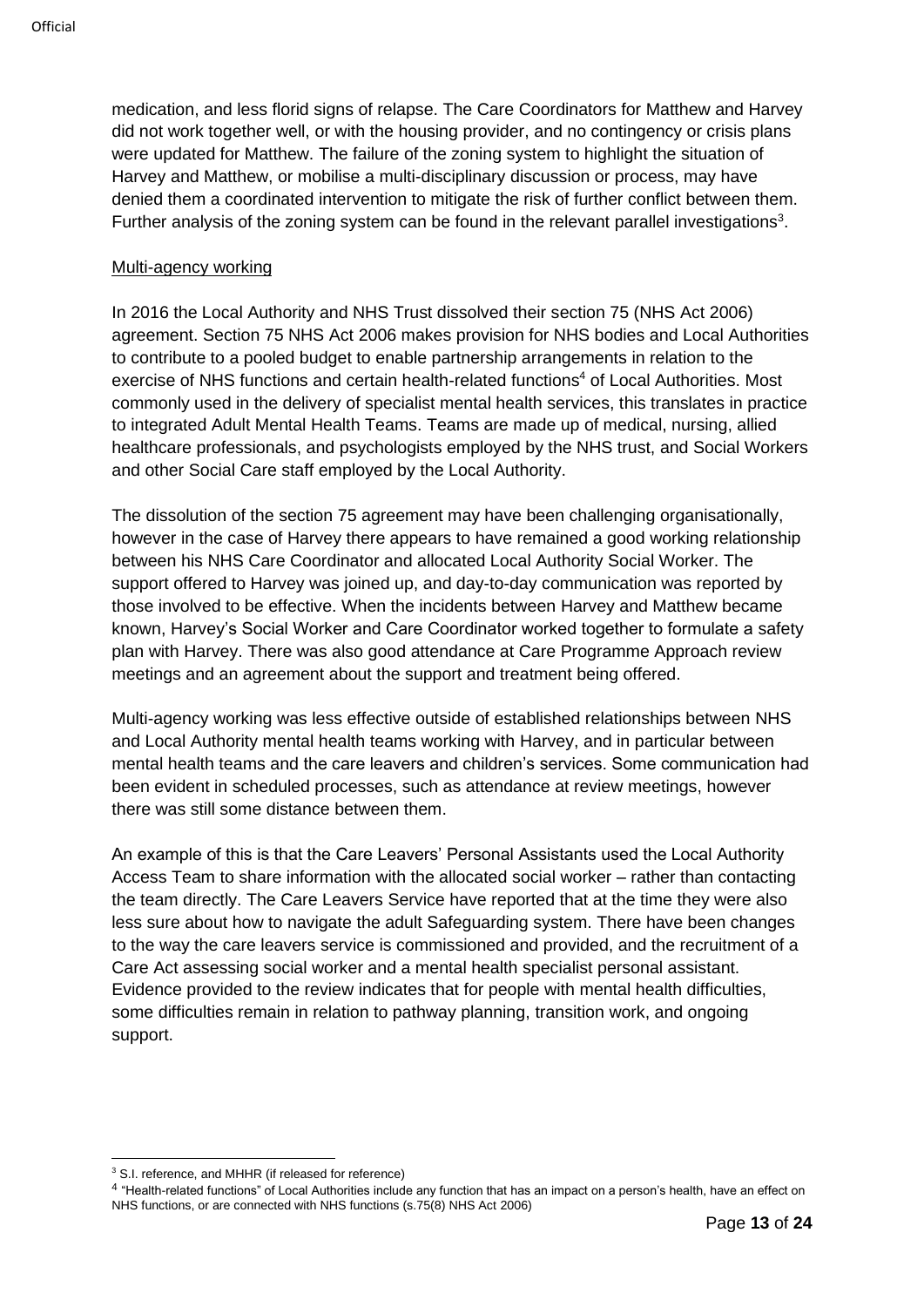medication, and less florid signs of relapse. The Care Coordinators for Matthew and Harvey did not work together well, or with the housing provider, and no contingency or crisis plans were updated for Matthew. The failure of the zoning system to highlight the situation of Harvey and Matthew, or mobilise a multi-disciplinary discussion or process, may have denied them a coordinated intervention to mitigate the risk of further conflict between them. Further analysis of the zoning system can be found in the relevant parallel investigations[3].

Multi-agency working

In 2016 the Local Authority and NHS Trust dissolved their section 75 (NHS Act 2006) agreement. Section 75 NHS Act 2006 makes provision for NHS bodies and Local Authorities to contribute to a pooled budget to enable partnership arrangements in relation to the exercise of NHS functions and certain health-related functions[4] of Local Authorities. Most commonly used in the delivery of specialist mental health services, this translates in practice to integrated Adult Mental Health Teams. Teams are made up of medical, nursing, allied healthcare professionals, and psychologists employed by the NHS trust, and Social Workers and other Social Care staff employed by the Local Authority.

The dissolution of the section 75 agreement may have been challenging organisationally, however in the case of Harvey there appears to have remained a good working relationship between his NHS Care Coordinator and allocated Local Authority Social Worker. The support offered to Harvey was joined up, and day-to-day communication was reported by those involved to be effective. When the incidents between Harvey and Matthew became known, Harvey's Social Worker and Care Coordinator worked together to formulate a safety plan with Harvey. There was also good attendance at Care Programme Approach review meetings and an agreement about the support and treatment being offered.

Multi-agency working was less effective outside of established relationships between NHS and Local Authority mental health teams working with Harvey, and in particular between mental health teams and the care leavers and children's services. Some communication had been evident in scheduled processes, such as attendance at review meetings, however there was still some distance between them.

An example of this is that the Care Leavers' Personal Assistants used the Local Authority Access Team to share information with the allocated social worker – rather than contacting the team directly. The Care Leavers Service have reported that at the time they were also less sure about how to navigate the adult Safeguarding system. There have been changes to the way the care leavers service is commissioned and provided, and the recruitment of a Care Act assessing social worker and a mental health specialist personal assistant. Evidence provided to the review indicates that for people with mental health difficulties, some difficulties remain in relation to pathway planning, transition work, and ongoing support.

---

[3] S.I. reference, and MHHR (if released for reference)

[4] "Health-related functions" of Local Authorities include any function that has an impact on a person's health, have an effect on NHS functions, or are connected with NHS functions (s.75(8) NHS Act 2006)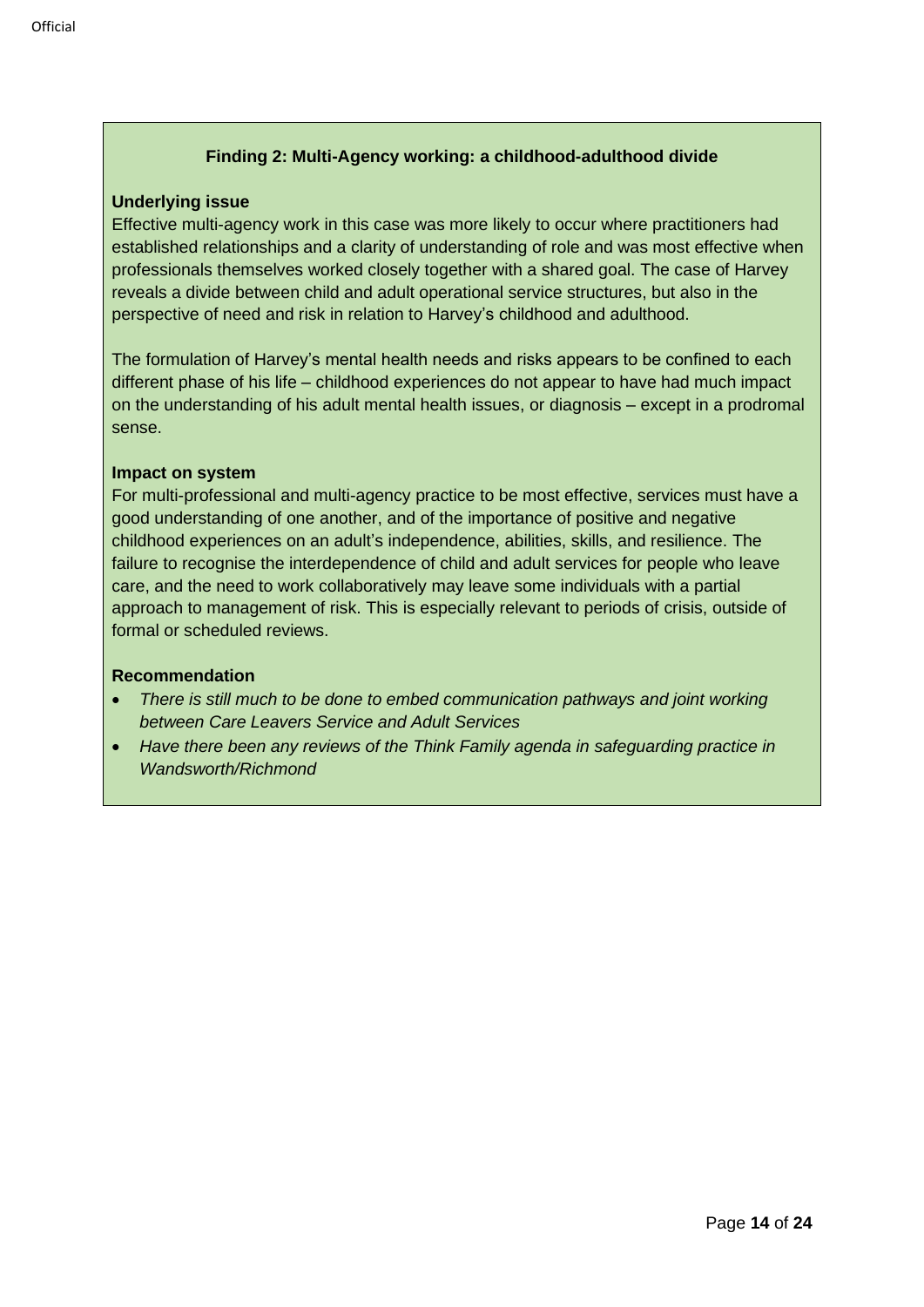### Finding 2: Multi-Agency working: a childhood-adulthood divide

**Underlying issue**

Effective multi-agency work in this case was more likely to occur where practitioners had established relationships and a clarity of understanding of role and was most effective when professionals themselves worked closely together with a shared goal. The case of Harvey reveals a divide between child and adult operational service structures, but also in the perspective of need and risk in relation to Harvey's childhood and adulthood.

The formulation of Harvey's mental health needs and risks appears to be confined to each different phase of his life – childhood experiences do not appear to have had much impact on the understanding of his adult mental health issues, or diagnosis – except in a prodromal sense.

**Impact on system**

For multi-professional and multi-agency practice to be most effective, services must have a good understanding of one another, and of the importance of positive and negative childhood experiences on an adult's independence, abilities, skills, and resilience. The failure to recognise the interdependence of child and adult services for people who leave care, and the need to work collaboratively may leave some individuals with a partial approach to management of risk. This is especially relevant to periods of crisis, outside of formal or scheduled reviews.

**Recommendation**

- *There is still much to be done to embed communication pathways and joint working between Care Leavers Service and Adult Services*
- *Have there been any reviews of the Think Family agenda in safeguarding practice in Wandsworth/Richmond*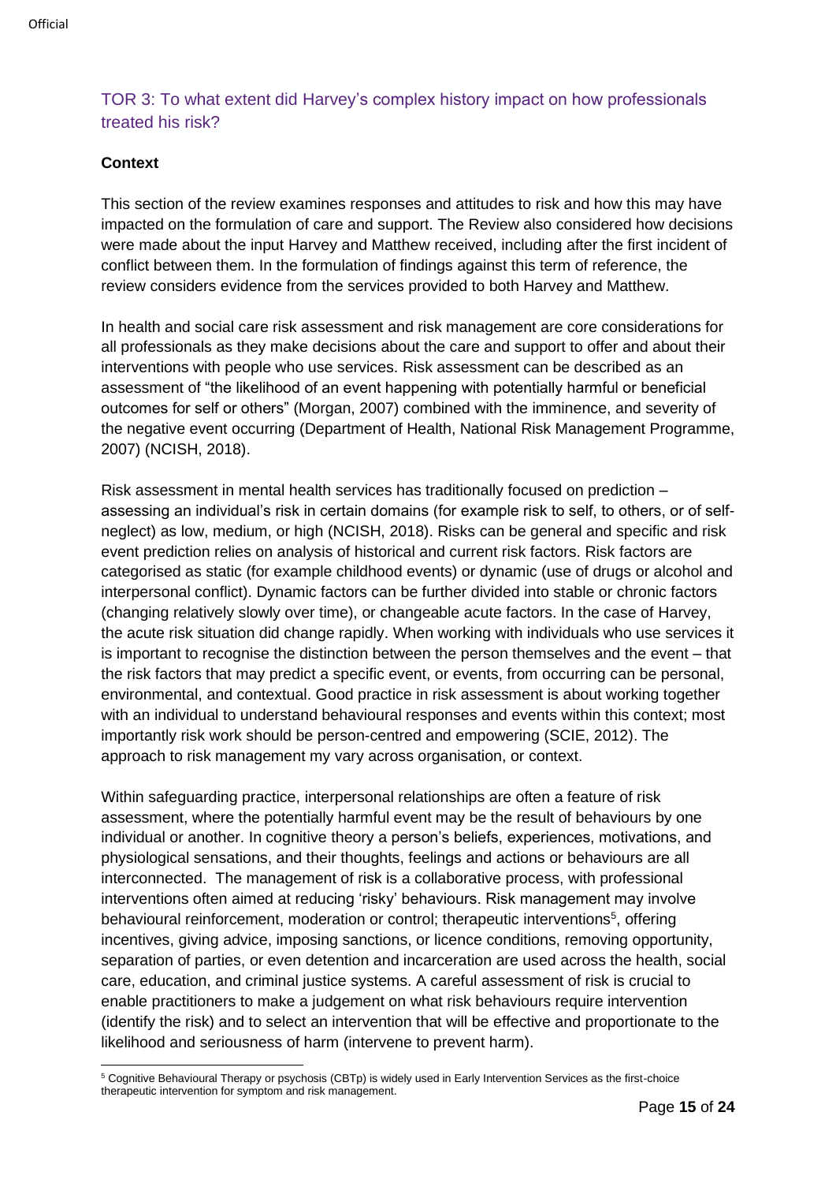## TOR 3: To what extent did Harvey's complex history impact on how professionals treated his risk?

**Context**

This section of the review examines responses and attitudes to risk and how this may have impacted on the formulation of care and support. The Review also considered how decisions were made about the input Harvey and Matthew received, including after the first incident of conflict between them. In the formulation of findings against this term of reference, the review considers evidence from the services provided to both Harvey and Matthew.

In health and social care risk assessment and risk management are core considerations for all professionals as they make decisions about the care and support to offer and about their interventions with people who use services. Risk assessment can be described as an assessment of "the likelihood of an event happening with potentially harmful or beneficial outcomes for self or others" (Morgan, 2007) combined with the imminence, and severity of the negative event occurring (Department of Health, National Risk Management Programme, 2007) (NCISH, 2018).

Risk assessment in mental health services has traditionally focused on prediction – assessing an individual's risk in certain domains (for example risk to self, to others, or of self-neglect) as low, medium, or high (NCISH, 2018). Risks can be general and specific and risk event prediction relies on analysis of historical and current risk factors. Risk factors are categorised as static (for example childhood events) or dynamic (use of drugs or alcohol and interpersonal conflict). Dynamic factors can be further divided into stable or chronic factors (changing relatively slowly over time), or changeable acute factors. In the case of Harvey, the acute risk situation did change rapidly. When working with individuals who use services it is important to recognise the distinction between the person themselves and the event – that the risk factors that may predict a specific event, or events, from occurring can be personal, environmental, and contextual. Good practice in risk assessment is about working together with an individual to understand behavioural responses and events within this context; most importantly risk work should be person-centred and empowering (SCIE, 2012). The approach to risk management my vary across organisation, or context.

Within safeguarding practice, interpersonal relationships are often a feature of risk assessment, where the potentially harmful event may be the result of behaviours by one individual or another. In cognitive theory a person's beliefs, experiences, motivations, and physiological sensations, and their thoughts, feelings and actions or behaviours are all interconnected. The management of risk is a collaborative process, with professional interventions often aimed at reducing 'risky' behaviours. Risk management may involve behavioural reinforcement, moderation or control; therapeutic interventions[5], offering incentives, giving advice, imposing sanctions, or licence conditions, removing opportunity, separation of parties, or even detention and incarceration are used across the health, social care, education, and criminal justice systems. A careful assessment of risk is crucial to enable practitioners to make a judgement on what risk behaviours require intervention (identify the risk) and to select an intervention that will be effective and proportionate to the likelihood and seriousness of harm (intervene to prevent harm).

[5] Cognitive Behavioural Therapy or psychosis (CBTp) is widely used in Early Intervention Services as the first-choice therapeutic intervention for symptom and risk management.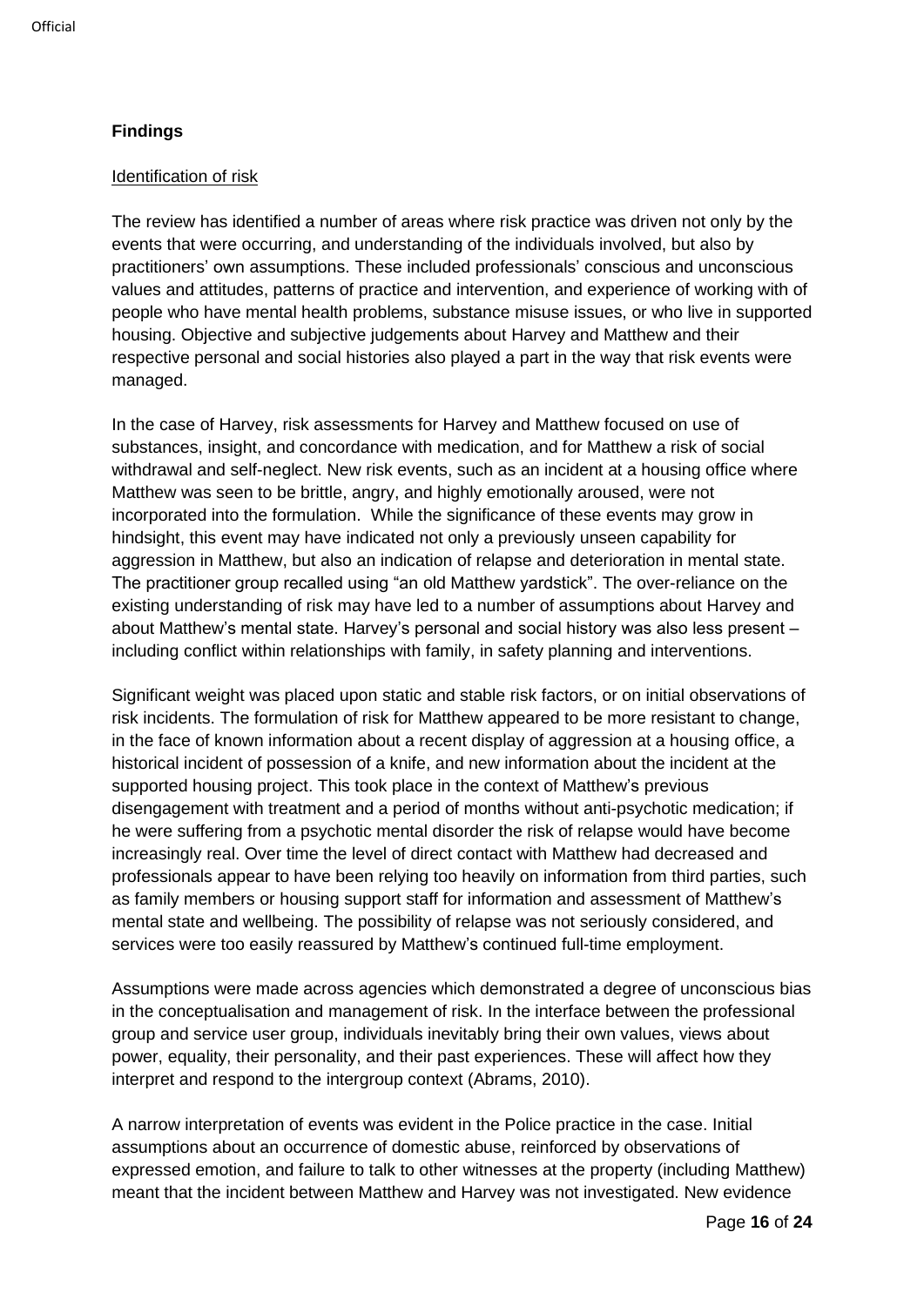## Findings

### Identification of risk

The review has identified a number of areas where risk practice was driven not only by the events that were occurring, and understanding of the individuals involved, but also by practitioners' own assumptions. These included professionals' conscious and unconscious values and attitudes, patterns of practice and intervention, and experience of working with of people who have mental health problems, substance misuse issues, or who live in supported housing. Objective and subjective judgements about Harvey and Matthew and their respective personal and social histories also played a part in the way that risk events were managed.

In the case of Harvey, risk assessments for Harvey and Matthew focused on use of substances, insight, and concordance with medication, and for Matthew a risk of social withdrawal and self-neglect. New risk events, such as an incident at a housing office where Matthew was seen to be brittle, angry, and highly emotionally aroused, were not incorporated into the formulation. While the significance of these events may grow in hindsight, this event may have indicated not only a previously unseen capability for aggression in Matthew, but also an indication of relapse and deterioration in mental state. The practitioner group recalled using "an old Matthew yardstick". The over-reliance on the existing understanding of risk may have led to a number of assumptions about Harvey and about Matthew's mental state. Harvey's personal and social history was also less present – including conflict within relationships with family, in safety planning and interventions.

Significant weight was placed upon static and stable risk factors, or on initial observations of risk incidents. The formulation of risk for Matthew appeared to be more resistant to change, in the face of known information about a recent display of aggression at a housing office, a historical incident of possession of a knife, and new information about the incident at the supported housing project. This took place in the context of Matthew's previous disengagement with treatment and a period of months without anti-psychotic medication; if he were suffering from a psychotic mental disorder the risk of relapse would have become increasingly real. Over time the level of direct contact with Matthew had decreased and professionals appear to have been relying too heavily on information from third parties, such as family members or housing support staff for information and assessment of Matthew's mental state and wellbeing. The possibility of relapse was not seriously considered, and services were too easily reassured by Matthew's continued full-time employment.

Assumptions were made across agencies which demonstrated a degree of unconscious bias in the conceptualisation and management of risk. In the interface between the professional group and service user group, individuals inevitably bring their own values, views about power, equality, their personality, and their past experiences. These will affect how they interpret and respond to the intergroup context (Abrams, 2010).

A narrow interpretation of events was evident in the Police practice in the case. Initial assumptions about an occurrence of domestic abuse, reinforced by observations of expressed emotion, and failure to talk to other witnesses at the property (including Matthew) meant that the incident between Matthew and Harvey was not investigated. New evidence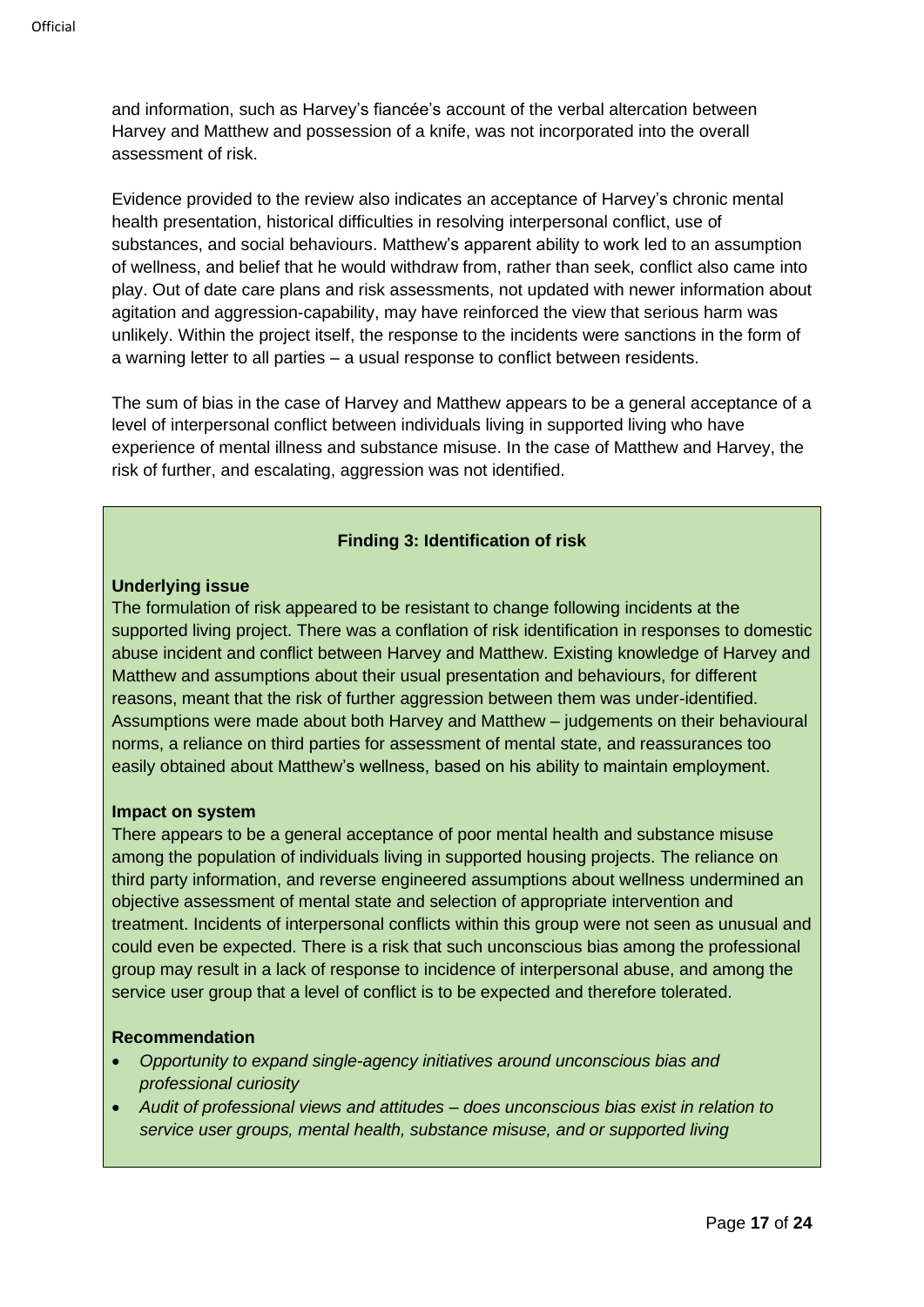and information, such as Harvey's fiancée's account of the verbal altercation between Harvey and Matthew and possession of a knife, was not incorporated into the overall assessment of risk.

Evidence provided to the review also indicates an acceptance of Harvey's chronic mental health presentation, historical difficulties in resolving interpersonal conflict, use of substances, and social behaviours. Matthew's apparent ability to work led to an assumption of wellness, and belief that he would withdraw from, rather than seek, conflict also came into play. Out of date care plans and risk assessments, not updated with newer information about agitation and aggression-capability, may have reinforced the view that serious harm was unlikely. Within the project itself, the response to the incidents were sanctions in the form of a warning letter to all parties – a usual response to conflict between residents.

The sum of bias in the case of Harvey and Matthew appears to be a general acceptance of a level of interpersonal conflict between individuals living in supported living who have experience of mental illness and substance misuse. In the case of Matthew and Harvey, the risk of further, and escalating, aggression was not identified.

**Finding 3: Identification of risk**

**Underlying issue**

The formulation of risk appeared to be resistant to change following incidents at the supported living project. There was a conflation of risk identification in responses to domestic abuse incident and conflict between Harvey and Matthew. Existing knowledge of Harvey and Matthew and assumptions about their usual presentation and behaviours, for different reasons, meant that the risk of further aggression between them was under-identified. Assumptions were made about both Harvey and Matthew – judgements on their behavioural norms, a reliance on third parties for assessment of mental state, and reassurances too easily obtained about Matthew's wellness, based on his ability to maintain employment.

**Impact on system**

There appears to be a general acceptance of poor mental health and substance misuse among the population of individuals living in supported housing projects. The reliance on third party information, and reverse engineered assumptions about wellness undermined an objective assessment of mental state and selection of appropriate intervention and treatment. Incidents of interpersonal conflicts within this group were not seen as unusual and could even be expected. There is a risk that such unconscious bias among the professional group may result in a lack of response to incidence of interpersonal abuse, and among the service user group that a level of conflict is to be expected and therefore tolerated.

**Recommendation**

- *Opportunity to expand single-agency initiatives around unconscious bias and professional curiosity*
- *Audit of professional views and attitudes – does unconscious bias exist in relation to service user groups, mental health, substance misuse, and or supported living*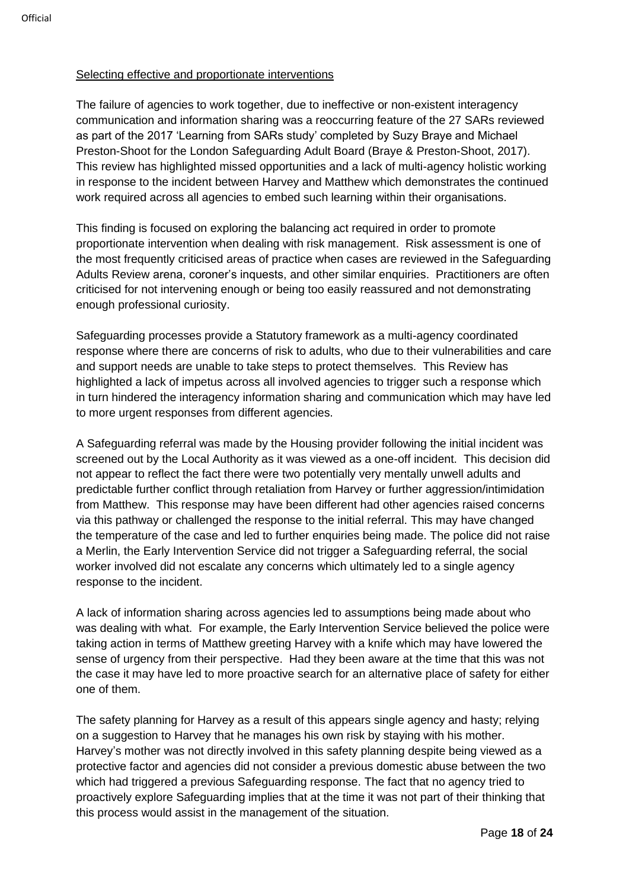Selecting effective and proportionate interventions

The failure of agencies to work together, due to ineffective or non-existent interagency communication and information sharing was a reoccurring feature of the 27 SARs reviewed as part of the 2017 'Learning from SARs study' completed by Suzy Braye and Michael Preston-Shoot for the London Safeguarding Adult Board (Braye & Preston-Shoot, 2017). This review has highlighted missed opportunities and a lack of multi-agency holistic working in response to the incident between Harvey and Matthew which demonstrates the continued work required across all agencies to embed such learning within their organisations.

This finding is focused on exploring the balancing act required in order to promote proportionate intervention when dealing with risk management. Risk assessment is one of the most frequently criticised areas of practice when cases are reviewed in the Safeguarding Adults Review arena, coroner's inquests, and other similar enquiries. Practitioners are often criticised for not intervening enough or being too easily reassured and not demonstrating enough professional curiosity.

Safeguarding processes provide a Statutory framework as a multi-agency coordinated response where there are concerns of risk to adults, who due to their vulnerabilities and care and support needs are unable to take steps to protect themselves. This Review has highlighted a lack of impetus across all involved agencies to trigger such a response which in turn hindered the interagency information sharing and communication which may have led to more urgent responses from different agencies.

A Safeguarding referral was made by the Housing provider following the initial incident was screened out by the Local Authority as it was viewed as a one-off incident. This decision did not appear to reflect the fact there were two potentially very mentally unwell adults and predictable further conflict through retaliation from Harvey or further aggression/intimidation from Matthew. This response may have been different had other agencies raised concerns via this pathway or challenged the response to the initial referral. This may have changed the temperature of the case and led to further enquiries being made. The police did not raise a Merlin, the Early Intervention Service did not trigger a Safeguarding referral, the social worker involved did not escalate any concerns which ultimately led to a single agency response to the incident.

A lack of information sharing across agencies led to assumptions being made about who was dealing with what. For example, the Early Intervention Service believed the police were taking action in terms of Matthew greeting Harvey with a knife which may have lowered the sense of urgency from their perspective. Had they been aware at the time that this was not the case it may have led to more proactive search for an alternative place of safety for either one of them.

The safety planning for Harvey as a result of this appears single agency and hasty; relying on a suggestion to Harvey that he manages his own risk by staying with his mother. Harvey's mother was not directly involved in this safety planning despite being viewed as a protective factor and agencies did not consider a previous domestic abuse between the two which had triggered a previous Safeguarding response. The fact that no agency tried to proactively explore Safeguarding implies that at the time it was not part of their thinking that this process would assist in the management of the situation.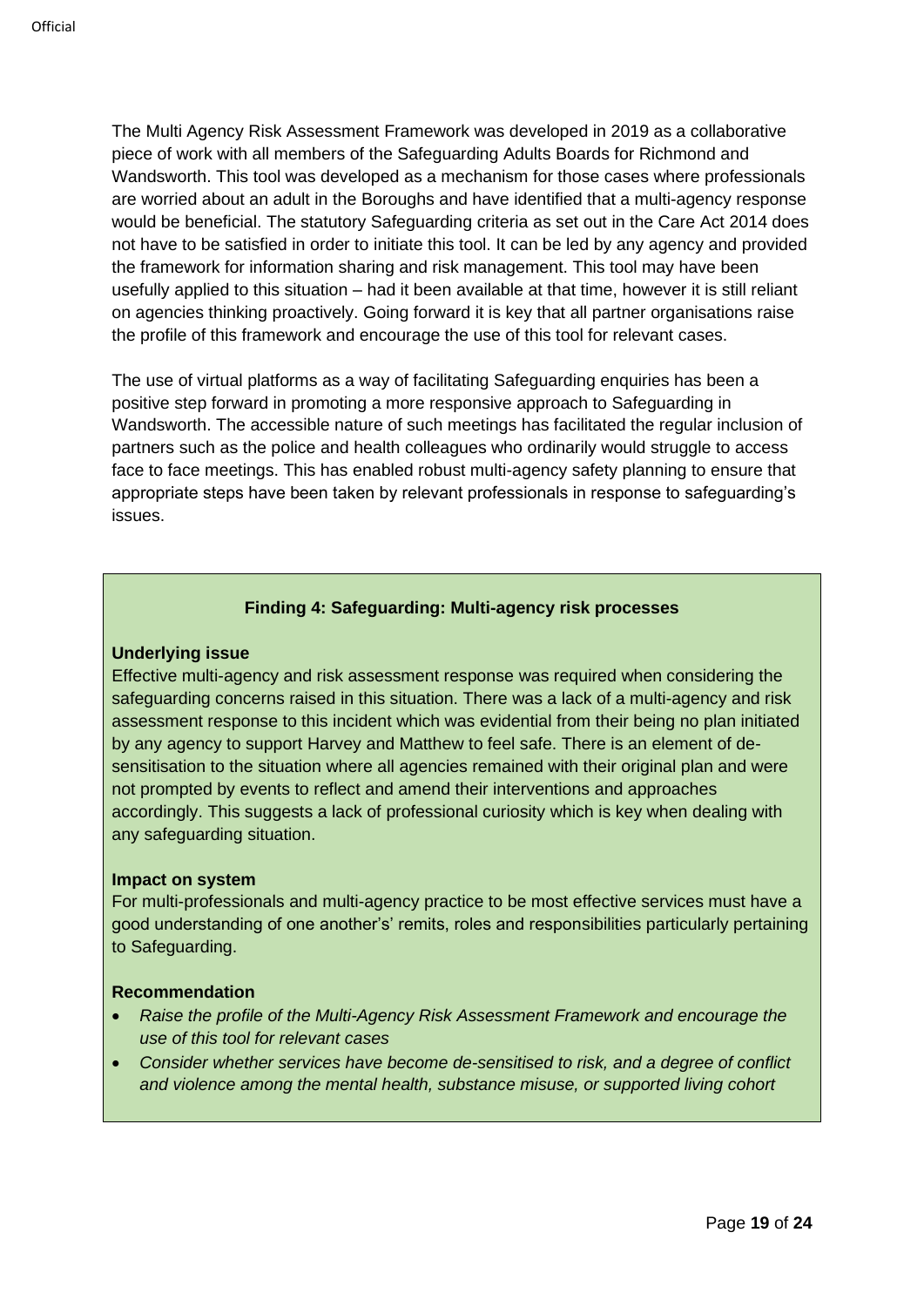The Multi Agency Risk Assessment Framework was developed in 2019 as a collaborative piece of work with all members of the Safeguarding Adults Boards for Richmond and Wandsworth. This tool was developed as a mechanism for those cases where professionals are worried about an adult in the Boroughs and have identified that a multi-agency response would be beneficial. The statutory Safeguarding criteria as set out in the Care Act 2014 does not have to be satisfied in order to initiate this tool. It can be led by any agency and provided the framework for information sharing and risk management. This tool may have been usefully applied to this situation – had it been available at that time, however it is still reliant on agencies thinking proactively. Going forward it is key that all partner organisations raise the profile of this framework and encourage the use of this tool for relevant cases.

The use of virtual platforms as a way of facilitating Safeguarding enquiries has been a positive step forward in promoting a more responsive approach to Safeguarding in Wandsworth. The accessible nature of such meetings has facilitated the regular inclusion of partners such as the police and health colleagues who ordinarily would struggle to access face to face meetings. This has enabled robust multi-agency safety planning to ensure that appropriate steps have been taken by relevant professionals in response to safeguarding's issues.

### Finding 4: Safeguarding: Multi-agency risk processes

**Underlying issue**

Effective multi-agency and risk assessment response was required when considering the safeguarding concerns raised in this situation. There was a lack of a multi-agency and risk assessment response to this incident which was evidential from their being no plan initiated by any agency to support Harvey and Matthew to feel safe. There is an element of de-sensitisation to the situation where all agencies remained with their original plan and were not prompted by events to reflect and amend their interventions and approaches accordingly. This suggests a lack of professional curiosity which is key when dealing with any safeguarding situation.

**Impact on system**

For multi-professionals and multi-agency practice to be most effective services must have a good understanding of one another's' remits, roles and responsibilities particularly pertaining to Safeguarding.

**Recommendation**

- *Raise the profile of the Multi-Agency Risk Assessment Framework and encourage the use of this tool for relevant cases*
- *Consider whether services have become de-sensitised to risk, and a degree of conflict and violence among the mental health, substance misuse, or supported living cohort*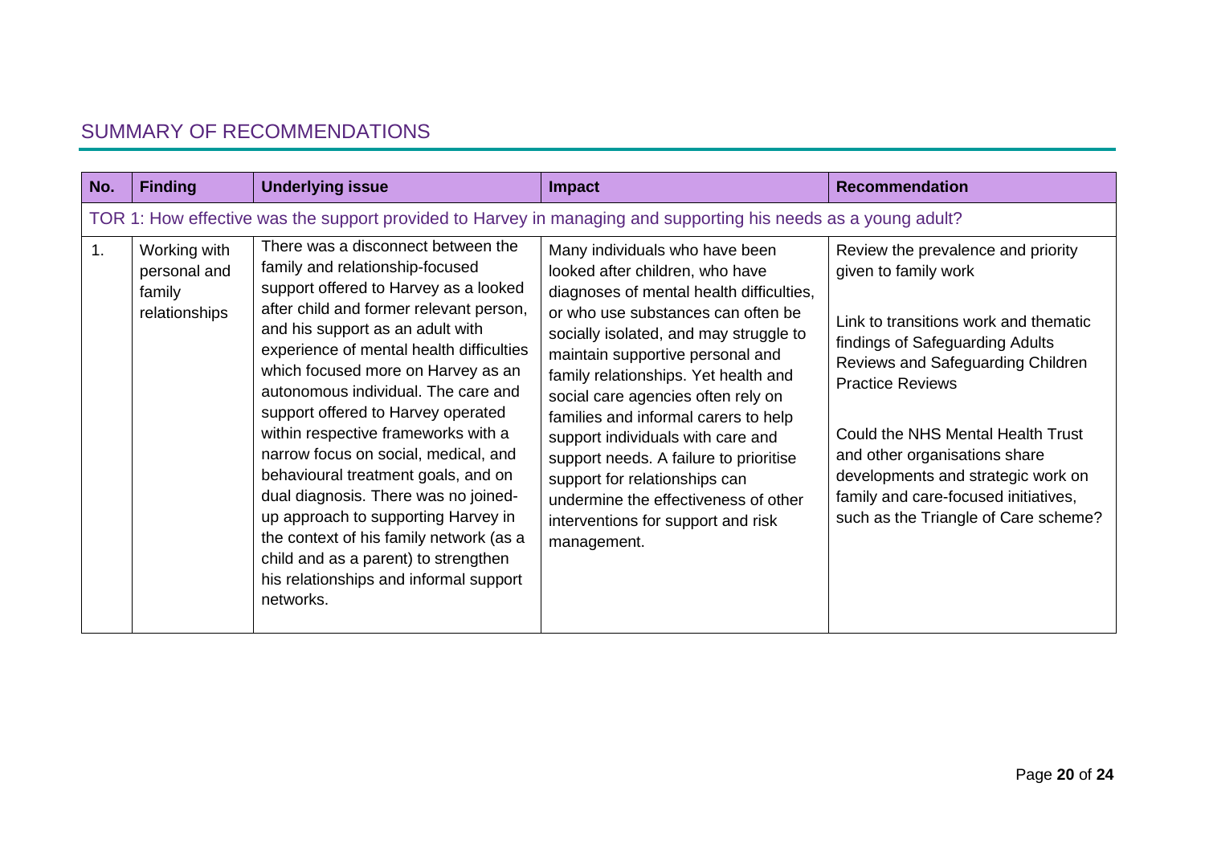## SUMMARY OF RECOMMENDATIONS

| No. | Finding | Underlying issue | Impact | Recommendation |
|---|---|---|---|---|
| TOR 1: How effective was the support provided to Harvey in managing and supporting his needs as a young adult? | | | | |
| 1. | Working with personal and family relationships | There was a disconnect between the family and relationship-focused support offered to Harvey as a looked after child and former relevant person, and his support as an adult with experience of mental health difficulties which focused more on Harvey as an autonomous individual. The care and support offered to Harvey operated within respective frameworks with a narrow focus on social, medical, and behavioural treatment goals, and on dual diagnosis. There was no joined-up approach to supporting Harvey in the context of his family network (as a child and as a parent) to strengthen his relationships and informal support networks. | Many individuals who have been looked after children, who have diagnoses of mental health difficulties, or who use substances can often be socially isolated, and may struggle to maintain supportive personal and family relationships. Yet health and social care agencies often rely on families and informal carers to help support individuals with care and support needs. A failure to prioritise support for relationships can undermine the effectiveness of other interventions for support and risk management. | Review the prevalence and priority given to family work<br><br>Link to transitions work and thematic findings of Safeguarding Adults Reviews and Safeguarding Children Practice Reviews<br><br>Could the NHS Mental Health Trust and other organisations share developments and strategic work on family and care-focused initiatives, such as the Triangle of Care scheme? |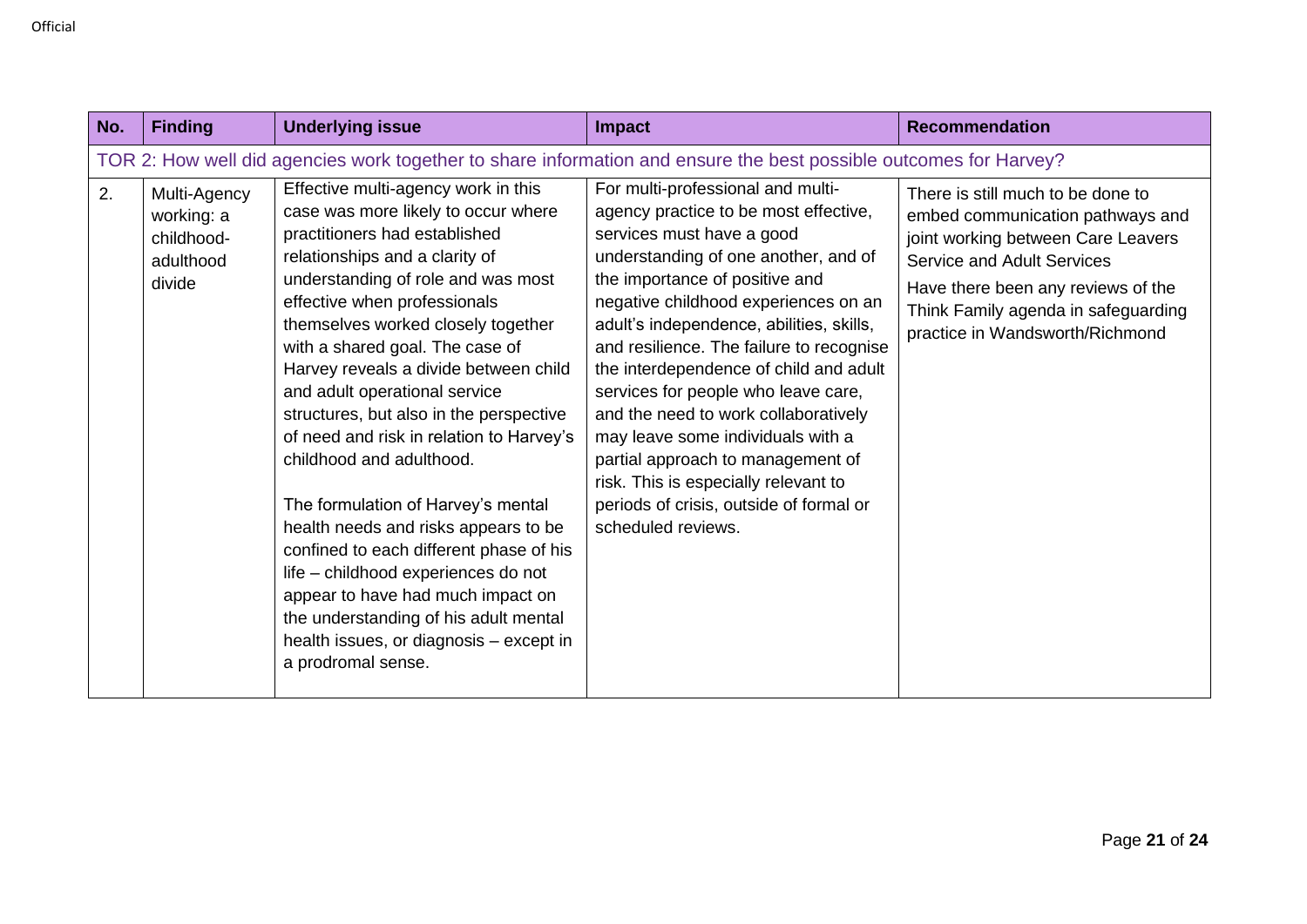| No. | Finding | Underlying issue | Impact | Recommendation |
|---|---|---|---|---|
| TOR 2: How well did agencies work together to share information and ensure the best possible outcomes for Harvey? | | | | |
| 2. | Multi-Agency working: a childhood-adulthood divide | Effective multi-agency work in this case was more likely to occur where practitioners had established relationships and a clarity of understanding of role and was most effective when professionals themselves worked closely together with a shared goal. The case of Harvey reveals a divide between child and adult operational service structures, but also in the perspective of need and risk in relation to Harvey's childhood and adulthood.<br><br>The formulation of Harvey's mental health needs and risks appears to be confined to each different phase of his life – childhood experiences do not appear to have had much impact on the understanding of his adult mental health issues, or diagnosis – except in a prodromal sense. | For multi-professional and multi-agency practice to be most effective, services must have a good understanding of one another, and of the importance of positive and negative childhood experiences on an adult's independence, abilities, skills, and resilience. The failure to recognise the interdependence of child and adult services for people who leave care, and the need to work collaboratively may leave some individuals with a partial approach to management of risk. This is especially relevant to periods of crisis, outside of formal or scheduled reviews. | There is still much to be done to embed communication pathways and joint working between Care Leavers Service and Adult Services<br><br>Have there been any reviews of the Think Family agenda in safeguarding practice in Wandsworth/Richmond |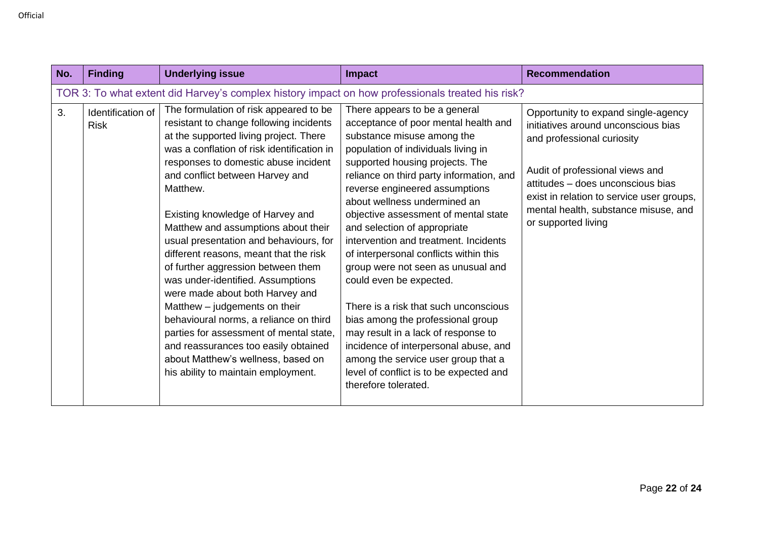| No. | Finding | Underlying issue | Impact | Recommendation |
|---|---|---|---|---|
| TOR 3: To what extent did Harvey's complex history impact on how professionals treated his risk? | | | | |
| 3. | Identification of Risk | The formulation of risk appeared to be resistant to change following incidents at the supported living project. There was a conflation of risk identification in responses to domestic abuse incident and conflict between Harvey and Matthew.<br><br>Existing knowledge of Harvey and Matthew and assumptions about their usual presentation and behaviours, for different reasons, meant that the risk of further aggression between them was under-identified. Assumptions were made about both Harvey and Matthew – judgements on their behavioural norms, a reliance on third parties for assessment of mental state, and reassurances too easily obtained about Matthew's wellness, based on his ability to maintain employment. | There appears to be a general acceptance of poor mental health and substance misuse among the population of individuals living in supported housing projects. The reliance on third party information, and reverse engineered assumptions about wellness undermined an objective assessment of mental state and selection of appropriate intervention and treatment. Incidents of interpersonal conflicts within this group were not seen as unusual and could even be expected.<br><br>There is a risk that such unconscious bias among the professional group may result in a lack of response to incidence of interpersonal abuse, and among the service user group that a level of conflict is to be expected and therefore tolerated. | Opportunity to expand single-agency initiatives around unconscious bias and professional curiosity<br><br>Audit of professional views and attitudes – does unconscious bias exist in relation to service user groups, mental health, substance misuse, and or supported living |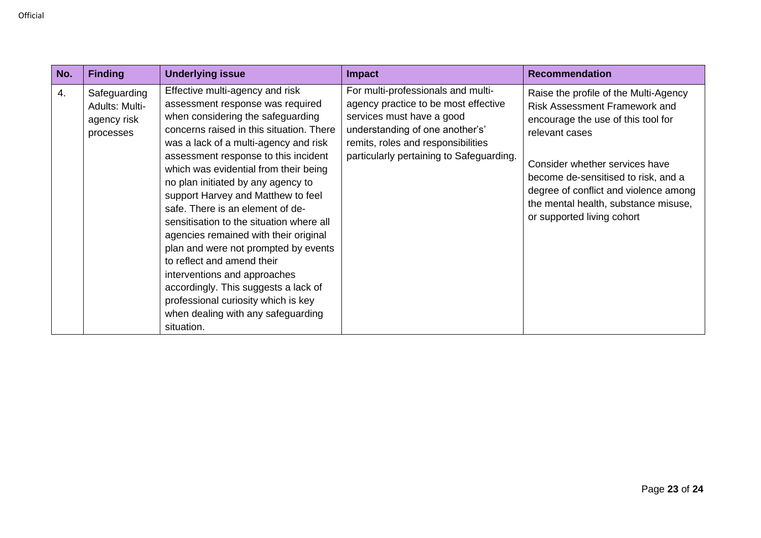| No. | Finding | Underlying issue | Impact | Recommendation |
|---|---|---|---|---|
| 4. | Safeguarding Adults: Multi-agency risk processes | Effective multi-agency and risk assessment response was required when considering the safeguarding concerns raised in this situation. There was a lack of a multi-agency and risk assessment response to this incident which was evidential from their being no plan initiated by any agency to support Harvey and Matthew to feel safe. There is an element of de-sensitisation to the situation where all agencies remained with their original plan and were not prompted by events to reflect and amend their interventions and approaches accordingly. This suggests a lack of professional curiosity which is key when dealing with any safeguarding situation. | For multi-professionals and multi-agency practice to be most effective services must have a good understanding of one another's' remits, roles and responsibilities particularly pertaining to Safeguarding. | Raise the profile of the Multi-Agency Risk Assessment Framework and encourage the use of this tool for relevant cases<br><br>Consider whether services have become de-sensitised to risk, and a degree of conflict and violence among the mental health, substance misuse, or supported living cohort |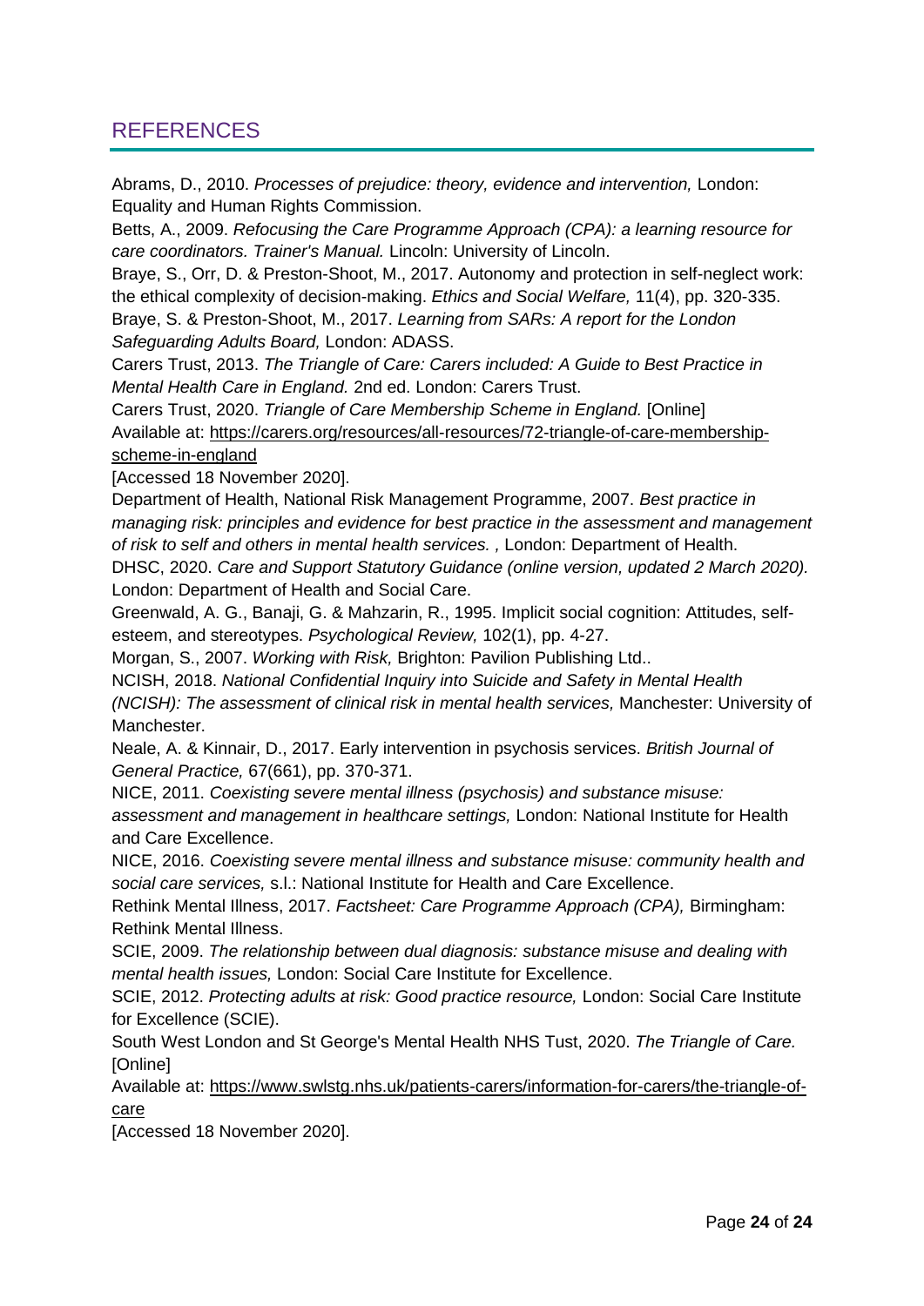## REFERENCES

Abrams, D., 2010. *Processes of prejudice: theory, evidence and intervention,* London: Equality and Human Rights Commission.

Betts, A., 2009. *Refocusing the Care Programme Approach (CPA): a learning resource for care coordinators. Trainer's Manual.* Lincoln: University of Lincoln.

Braye, S., Orr, D. & Preston-Shoot, M., 2017. Autonomy and protection in self-neglect work: the ethical complexity of decision-making. *Ethics and Social Welfare,* 11(4), pp. 320-335.

Braye, S. & Preston-Shoot, M., 2017. *Learning from SARs: A report for the London Safeguarding Adults Board,* London: ADASS.

Carers Trust, 2013. *The Triangle of Care: Carers included: A Guide to Best Practice in Mental Health Care in England.* 2nd ed. London: Carers Trust.

Carers Trust, 2020. *Triangle of Care Membership Scheme in England.* [Online] Available at: https://carers.org/resources/all-resources/72-triangle-of-care-membership-scheme-in-england [Accessed 18 November 2020].

Department of Health, National Risk Management Programme, 2007. *Best practice in managing risk: principles and evidence for best practice in the assessment and management of risk to self and others in mental health services. ,* London: Department of Health.

DHSC, 2020. *Care and Support Statutory Guidance (online version, updated 2 March 2020).* London: Department of Health and Social Care.

Greenwald, A. G., Banaji, G. & Mahzarin, R., 1995. Implicit social cognition: Attitudes, self-esteem, and stereotypes. *Psychological Review,* 102(1), pp. 4-27.

Morgan, S., 2007. *Working with Risk,* Brighton: Pavilion Publishing Ltd..

NCISH, 2018. *National Confidential Inquiry into Suicide and Safety in Mental Health (NCISH): The assessment of clinical risk in mental health services,* Manchester: University of Manchester.

Neale, A. & Kinnair, D., 2017. Early intervention in psychosis services. *British Journal of General Practice,* 67(661), pp. 370-371.

NICE, 2011. *Coexisting severe mental illness (psychosis) and substance misuse: assessment and management in healthcare settings,* London: National Institute for Health and Care Excellence.

NICE, 2016. *Coexisting severe mental illness and substance misuse: community health and social care services,* s.l.: National Institute for Health and Care Excellence.

Rethink Mental Illness, 2017. *Factsheet: Care Programme Approach (CPA),* Birmingham: Rethink Mental Illness.

SCIE, 2009. *The relationship between dual diagnosis: substance misuse and dealing with mental health issues,* London: Social Care Institute for Excellence.

SCIE, 2012. *Protecting adults at risk: Good practice resource,* London: Social Care Institute for Excellence (SCIE).

South West London and St George's Mental Health NHS Tust, 2020. *The Triangle of Care.* [Online] Available at: https://www.swlstg.nhs.uk/patients-carers/information-for-carers/the-triangle-of-care [Accessed 18 November 2020].